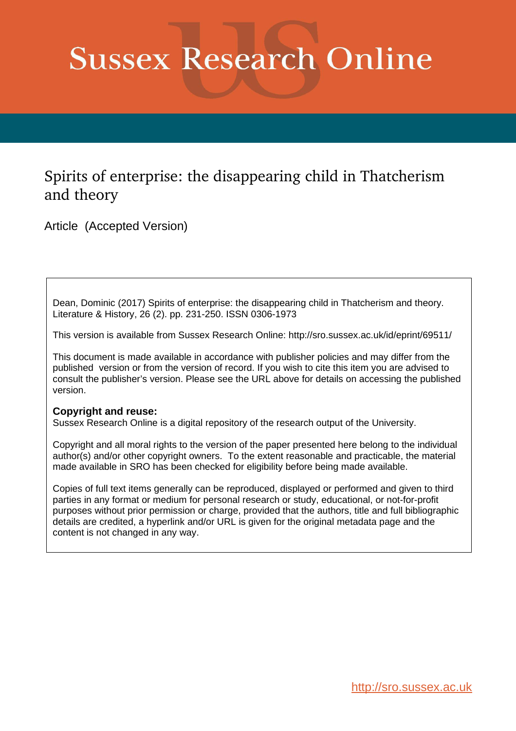# Sussex Research Online

## Spirits of enterprise: the disappearing child in Thatcherism and theory

Article (Accepted Version)

Dean, Dominic (2017) Spirits of enterprise: the disappearing child in Thatcherism and theory. Literature & History, 26 (2). pp. 231-250. ISSN 0306-1973

This version is available from Sussex Research Online: http://sro.sussex.ac.uk/id/eprint/69511/

This document is made available in accordance with publisher policies and may differ from the published version or from the version of record. If you wish to cite this item you are advised to consult the publisher's version. Please see the URL above for details on accessing the published version.

**Copyright and reuse:**
Sussex Research Online is a digital repository of the research output of the University.

Copyright and all moral rights to the version of the paper presented here belong to the individual author(s) and/or other copyright owners. To the extent reasonable and practicable, the material made available in SRO has been checked for eligibility before being made available.

Copies of full text items generally can be reproduced, displayed or performed and given to third parties in any format or medium for personal research or study, educational, or not-for-profit purposes without prior permission or charge, provided that the authors, title and full bibliographic details are credited, a hyperlink and/or URL is given for the original metadata page and the content is not changed in any way.

http://sro.sussex.ac.uk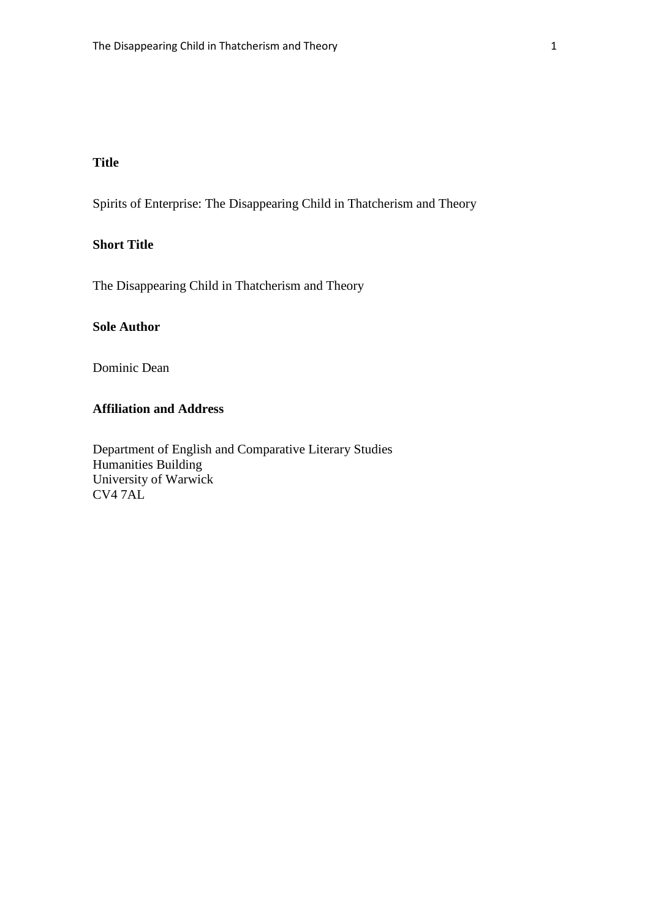**Title**

Spirits of Enterprise: The Disappearing Child in Thatcherism and Theory

**Short Title**

The Disappearing Child in Thatcherism and Theory

**Sole Author**

Dominic Dean

**Affiliation and Address**

Department of English and Comparative Literary Studies
Humanities Building
University of Warwick
CV4 7AL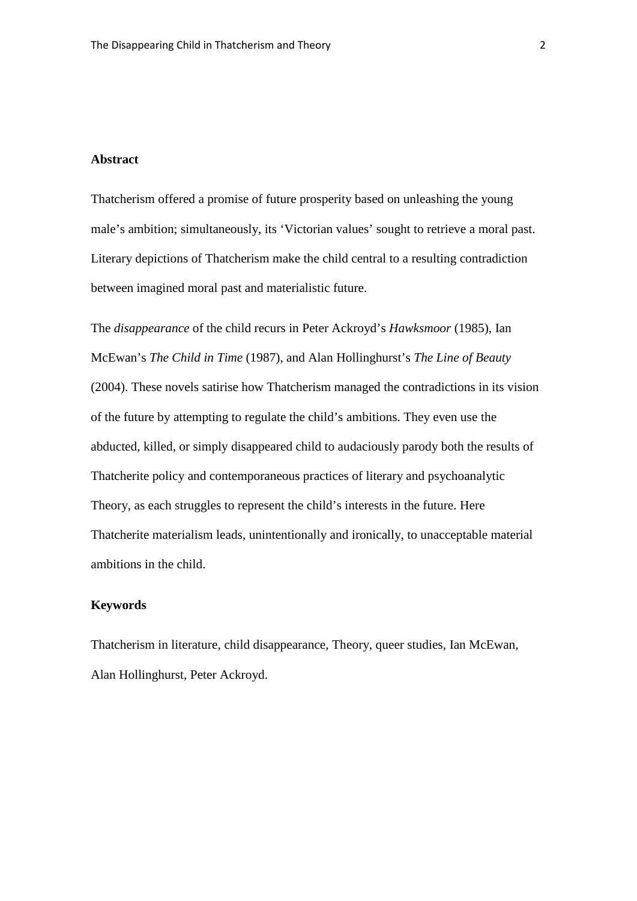## Abstract

Thatcherism offered a promise of future prosperity based on unleashing the young male's ambition; simultaneously, its 'Victorian values' sought to retrieve a moral past. Literary depictions of Thatcherism make the child central to a resulting contradiction between imagined moral past and materialistic future.

The *disappearance* of the child recurs in Peter Ackroyd's *Hawksmoor* (1985), Ian McEwan's *The Child in Time* (1987), and Alan Hollinghurst's *The Line of Beauty* (2004). These novels satirise how Thatcherism managed the contradictions in its vision of the future by attempting to regulate the child's ambitions. They even use the abducted, killed, or simply disappeared child to audaciously parody both the results of Thatcherite policy and contemporaneous practices of literary and psychoanalytic Theory, as each struggles to represent the child's interests in the future. Here Thatcherite materialism leads, unintentionally and ironically, to unacceptable material ambitions in the child.

## Keywords

Thatcherism in literature, child disappearance, Theory, queer studies, Ian McEwan, Alan Hollinghurst, Peter Ackroyd.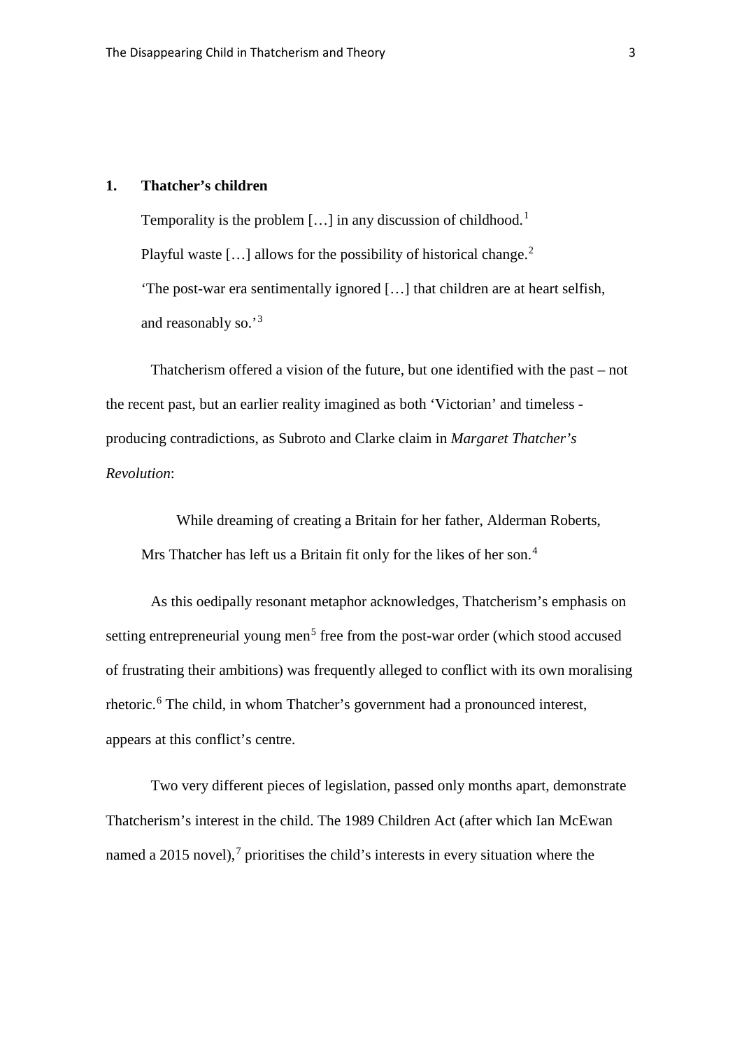## 1. Thatcher's children

Temporality is the problem […] in any discussion of childhood.[1]

Playful waste […] allows for the possibility of historical change.[2]

'The post-war era sentimentally ignored […] that children are at heart selfish, and reasonably so.'[3]

Thatcherism offered a vision of the future, but one identified with the past – not the recent past, but an earlier reality imagined as both 'Victorian' and timeless - producing contradictions, as Subroto and Clarke claim in *Margaret Thatcher's Revolution*:

> While dreaming of creating a Britain for her father, Alderman Roberts, Mrs Thatcher has left us a Britain fit only for the likes of her son.[4]

As this oedipally resonant metaphor acknowledges, Thatcherism's emphasis on setting entrepreneurial young men[5] free from the post-war order (which stood accused of frustrating their ambitions) was frequently alleged to conflict with its own moralising rhetoric.[6] The child, in whom Thatcher's government had a pronounced interest, appears at this conflict's centre.

Two very different pieces of legislation, passed only months apart, demonstrate Thatcherism's interest in the child. The 1989 Children Act (after which Ian McEwan named a 2015 novel),[7] prioritises the child's interests in every situation where the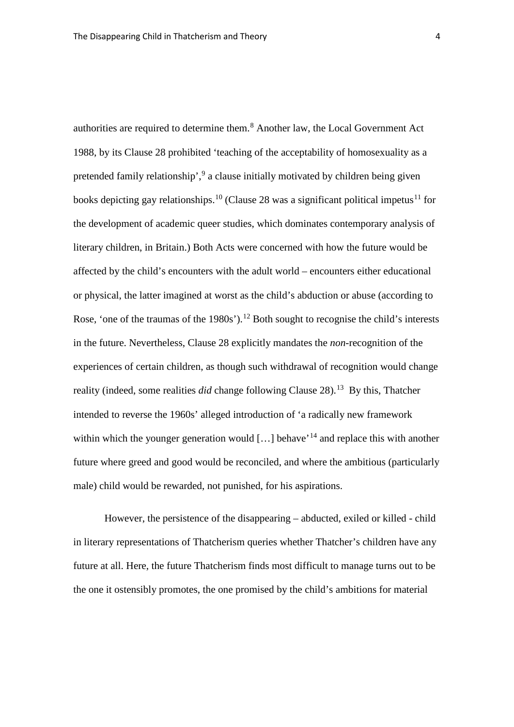authorities are required to determine them.[8] Another law, the Local Government Act 1988, by its Clause 28 prohibited 'teaching of the acceptability of homosexuality as a pretended family relationship',[9] a clause initially motivated by children being given books depicting gay relationships.[10] (Clause 28 was a significant political impetus[11] for the development of academic queer studies, which dominates contemporary analysis of literary children, in Britain.) Both Acts were concerned with how the future would be affected by the child's encounters with the adult world – encounters either educational or physical, the latter imagined at worst as the child's abduction or abuse (according to Rose, 'one of the traumas of the 1980s').[12] Both sought to recognise the child's interests in the future. Nevertheless, Clause 28 explicitly mandates the *non*-recognition of the experiences of certain children, as though such withdrawal of recognition would change reality (indeed, some realities *did* change following Clause 28).[13] By this, Thatcher intended to reverse the 1960s' alleged introduction of 'a radically new framework within which the younger generation would […] behave'[14] and replace this with another future where greed and good would be reconciled, and where the ambitious (particularly male) child would be rewarded, not punished, for his aspirations.

However, the persistence of the disappearing – abducted, exiled or killed - child in literary representations of Thatcherism queries whether Thatcher's children have any future at all. Here, the future Thatcherism finds most difficult to manage turns out to be the one it ostensibly promotes, the one promised by the child's ambitions for material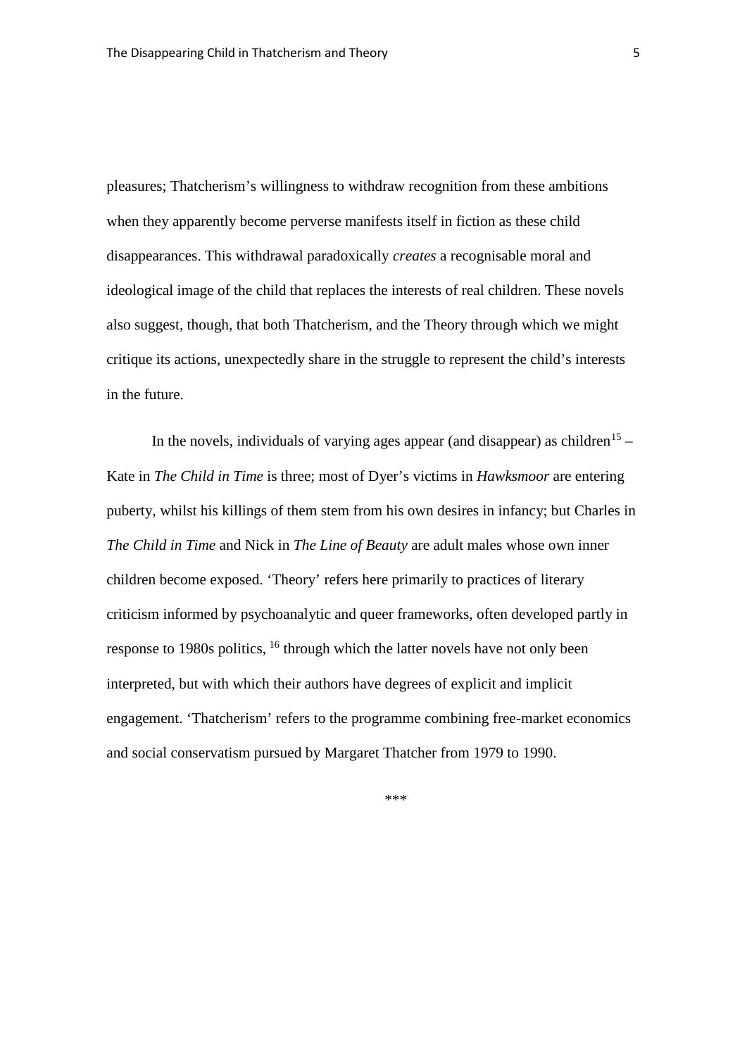pleasures; Thatcherism's willingness to withdraw recognition from these ambitions when they apparently become perverse manifests itself in fiction as these child disappearances. This withdrawal paradoxically *creates* a recognisable moral and ideological image of the child that replaces the interests of real children. These novels also suggest, though, that both Thatcherism, and the Theory through which we might critique its actions, unexpectedly share in the struggle to represent the child's interests in the future.

In the novels, individuals of varying ages appear (and disappear) as children[15] – Kate in *The Child in Time* is three; most of Dyer's victims in *Hawksmoor* are entering puberty, whilst his killings of them stem from his own desires in infancy; but Charles in *The Child in Time* and Nick in *The Line of Beauty* are adult males whose own inner children become exposed. 'Theory' refers here primarily to practices of literary criticism informed by psychoanalytic and queer frameworks, often developed partly in response to 1980s politics, [16] through which the latter novels have not only been interpreted, but with which their authors have degrees of explicit and implicit engagement. 'Thatcherism' refers to the programme combining free-market economics and social conservatism pursued by Margaret Thatcher from 1979 to 1990.

***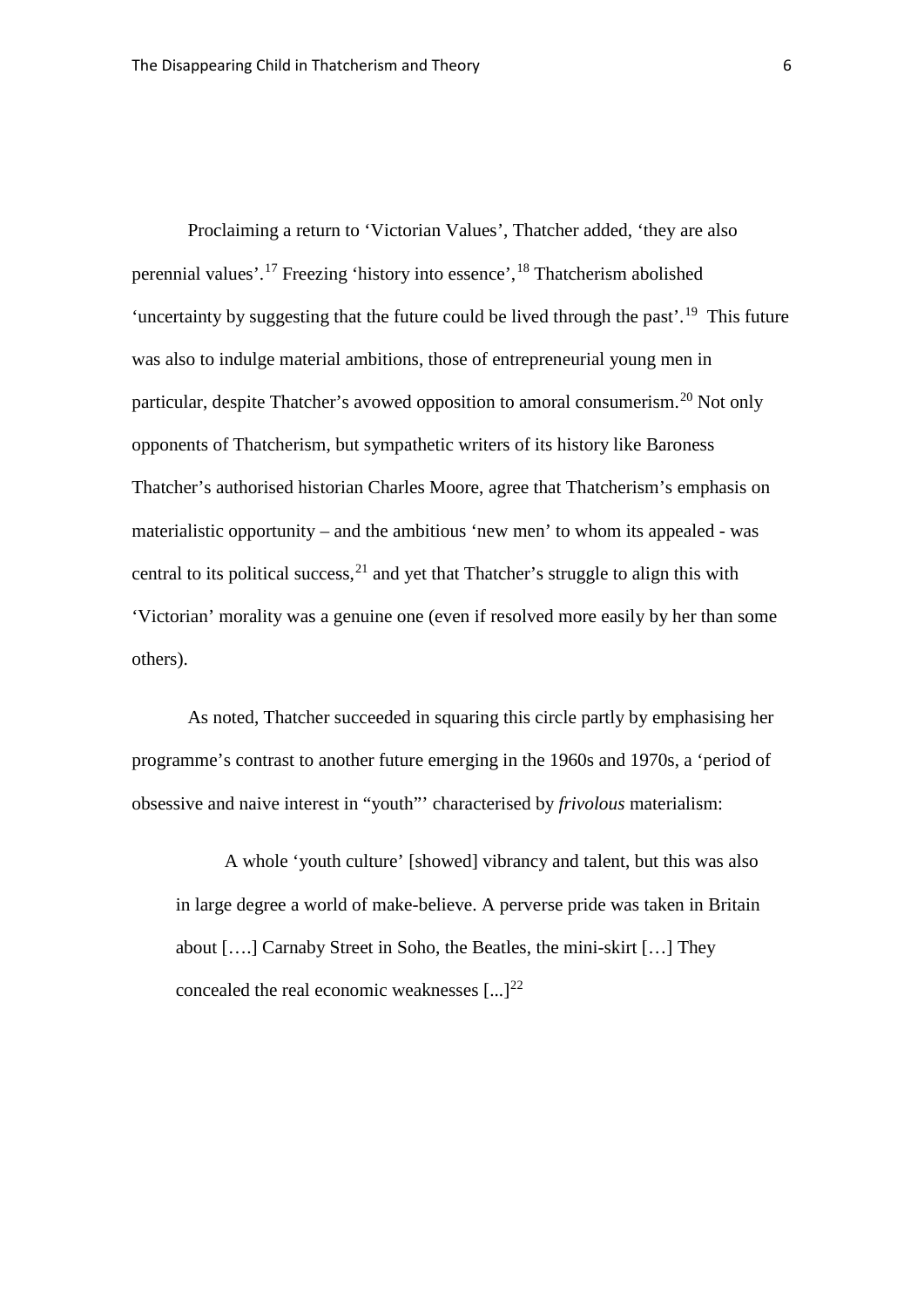Proclaiming a return to 'Victorian Values', Thatcher added, 'they are also perennial values'.[17] Freezing 'history into essence',[18] Thatcherism abolished 'uncertainty by suggesting that the future could be lived through the past'.[19] This future was also to indulge material ambitions, those of entrepreneurial young men in particular, despite Thatcher's avowed opposition to amoral consumerism.[20] Not only opponents of Thatcherism, but sympathetic writers of its history like Baroness Thatcher's authorised historian Charles Moore, agree that Thatcherism's emphasis on materialistic opportunity – and the ambitious 'new men' to whom its appealed - was central to its political success,[21] and yet that Thatcher's struggle to align this with 'Victorian' morality was a genuine one (even if resolved more easily by her than some others).

As noted, Thatcher succeeded in squaring this circle partly by emphasising her programme's contrast to another future emerging in the 1960s and 1970s, a 'period of obsessive and naive interest in "youth"' characterised by *frivolous* materialism:

> A whole 'youth culture' [showed] vibrancy and talent, but this was also in large degree a world of make-believe. A perverse pride was taken in Britain about [….] Carnaby Street in Soho, the Beatles, the mini-skirt […] They concealed the real economic weaknesses [...][22]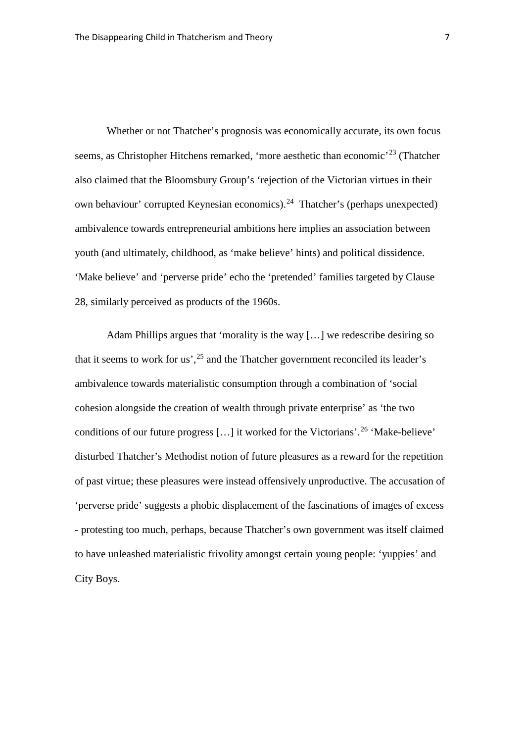Whether or not Thatcher's prognosis was economically accurate, its own focus seems, as Christopher Hitchens remarked, 'more aesthetic than economic'[23] (Thatcher also claimed that the Bloomsbury Group's 'rejection of the Victorian virtues in their own behaviour' corrupted Keynesian economics).[24] Thatcher's (perhaps unexpected) ambivalence towards entrepreneurial ambitions here implies an association between youth (and ultimately, childhood, as 'make believe' hints) and political dissidence. 'Make believe' and 'perverse pride' echo the 'pretended' families targeted by Clause 28, similarly perceived as products of the 1960s.

Adam Phillips argues that 'morality is the way […] we redescribe desiring so that it seems to work for us',[25] and the Thatcher government reconciled its leader's ambivalence towards materialistic consumption through a combination of 'social cohesion alongside the creation of wealth through private enterprise' as 'the two conditions of our future progress […] it worked for the Victorians'.[26] 'Make-believe' disturbed Thatcher's Methodist notion of future pleasures as a reward for the repetition of past virtue; these pleasures were instead offensively unproductive. The accusation of 'perverse pride' suggests a phobic displacement of the fascinations of images of excess - protesting too much, perhaps, because Thatcher's own government was itself claimed to have unleashed materialistic frivolity amongst certain young people: 'yuppies' and City Boys.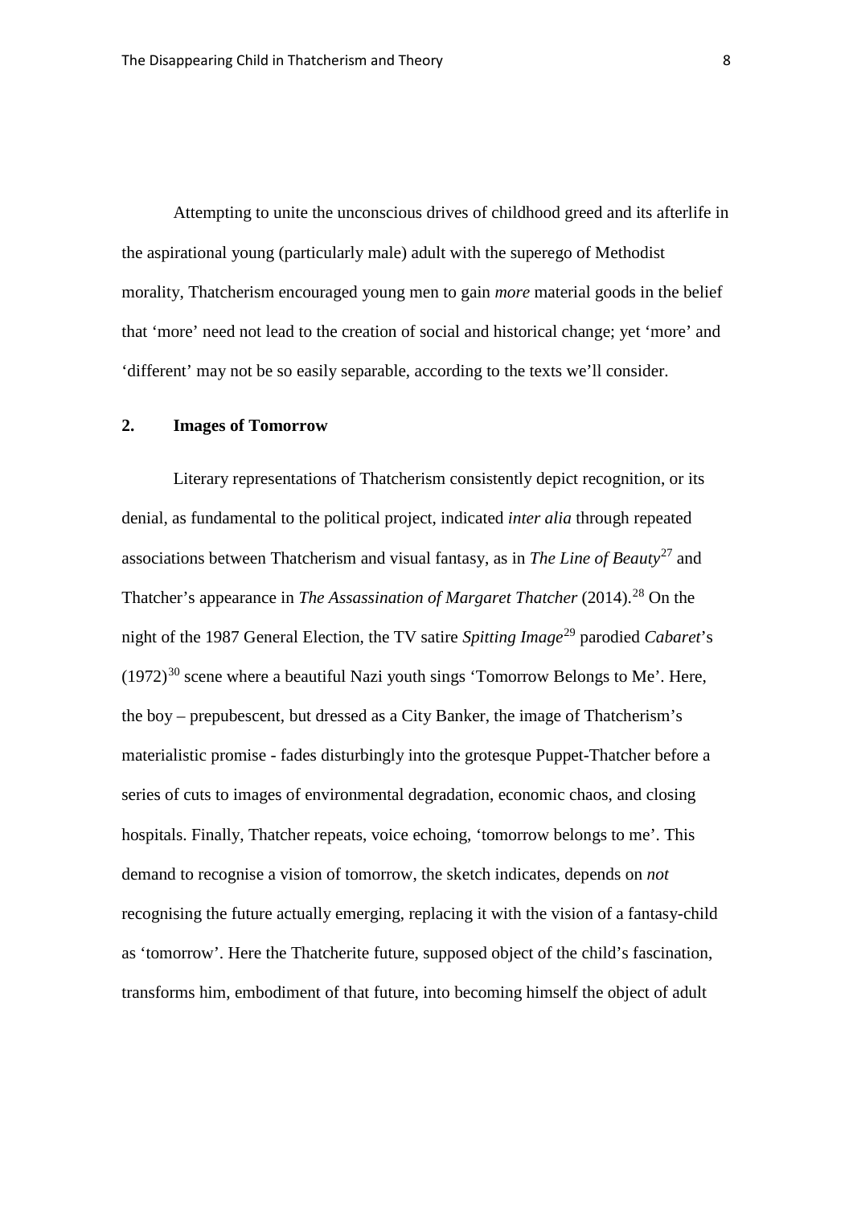Attempting to unite the unconscious drives of childhood greed and its afterlife in the aspirational young (particularly male) adult with the superego of Methodist morality, Thatcherism encouraged young men to gain *more* material goods in the belief that 'more' need not lead to the creation of social and historical change; yet 'more' and 'different' may not be so easily separable, according to the texts we'll consider.

## 2. Images of Tomorrow

Literary representations of Thatcherism consistently depict recognition, or its denial, as fundamental to the political project, indicated *inter alia* through repeated associations between Thatcherism and visual fantasy, as in *The Line of Beauty*[27] and Thatcher's appearance in *The Assassination of Margaret Thatcher* (2014).[28] On the night of the 1987 General Election, the TV satire *Spitting Image*[29] parodied *Cabaret*'s (1972)[30] scene where a beautiful Nazi youth sings 'Tomorrow Belongs to Me'. Here, the boy – prepubescent, but dressed as a City Banker, the image of Thatcherism's materialistic promise - fades disturbingly into the grotesque Puppet-Thatcher before a series of cuts to images of environmental degradation, economic chaos, and closing hospitals. Finally, Thatcher repeats, voice echoing, 'tomorrow belongs to me'. This demand to recognise a vision of tomorrow, the sketch indicates, depends on *not* recognising the future actually emerging, replacing it with the vision of a fantasy-child as 'tomorrow'. Here the Thatcherite future, supposed object of the child's fascination, transforms him, embodiment of that future, into becoming himself the object of adult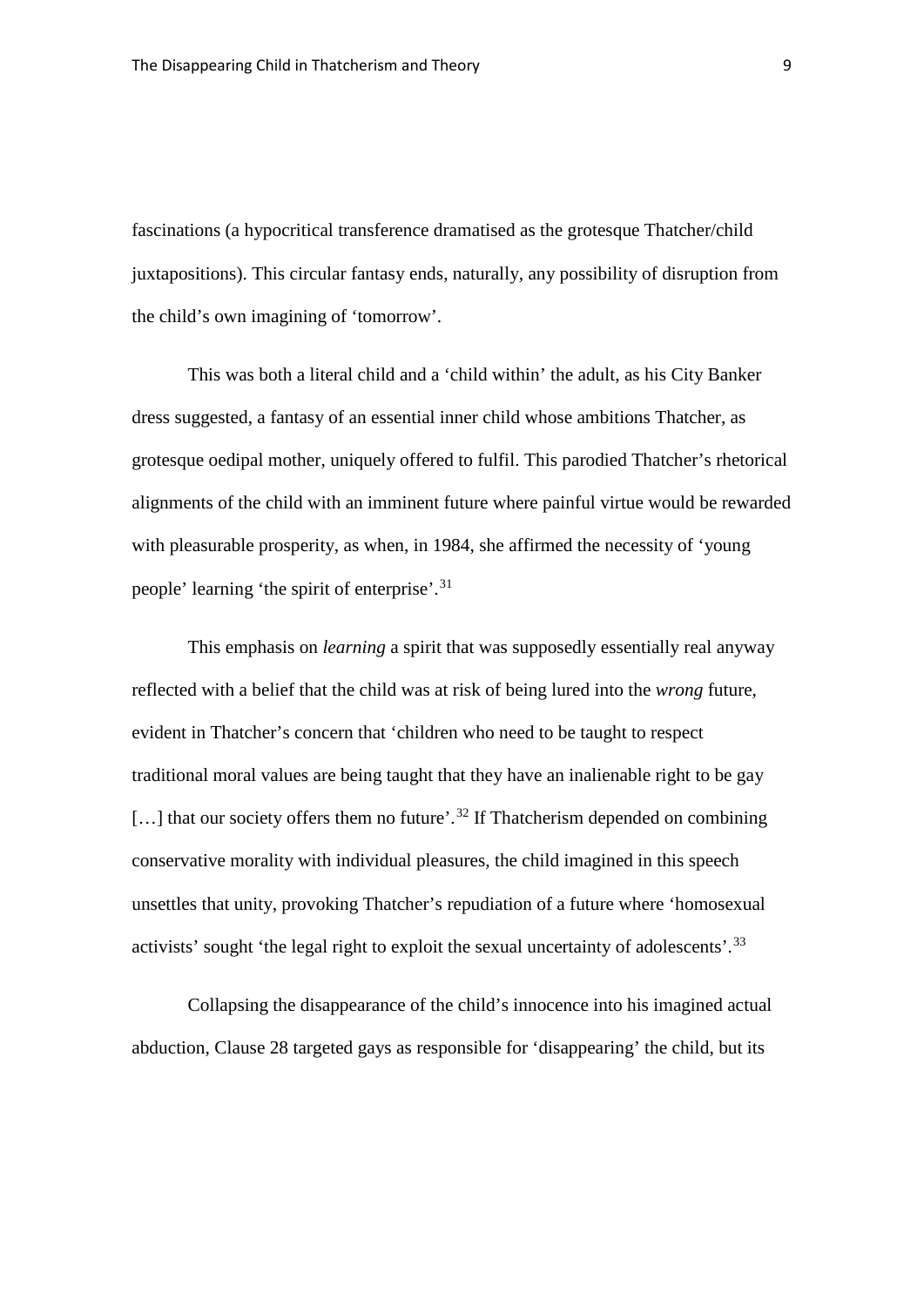fascinations (a hypocritical transference dramatised as the grotesque Thatcher/child juxtapositions). This circular fantasy ends, naturally, any possibility of disruption from the child's own imagining of 'tomorrow'.

This was both a literal child and a 'child within' the adult, as his City Banker dress suggested, a fantasy of an essential inner child whose ambitions Thatcher, as grotesque oedipal mother, uniquely offered to fulfil. This parodied Thatcher's rhetorical alignments of the child with an imminent future where painful virtue would be rewarded with pleasurable prosperity, as when, in 1984, she affirmed the necessity of 'young people' learning 'the spirit of enterprise'.[31]

This emphasis on *learning* a spirit that was supposedly essentially real anyway reflected with a belief that the child was at risk of being lured into the *wrong* future, evident in Thatcher's concern that 'children who need to be taught to respect traditional moral values are being taught that they have an inalienable right to be gay [...] that our society offers them no future'.[32] If Thatcherism depended on combining conservative morality with individual pleasures, the child imagined in this speech unsettles that unity, provoking Thatcher's repudiation of a future where 'homosexual activists' sought 'the legal right to exploit the sexual uncertainty of adolescents'.[33]

Collapsing the disappearance of the child's innocence into his imagined actual abduction, Clause 28 targeted gays as responsible for 'disappearing' the child, but its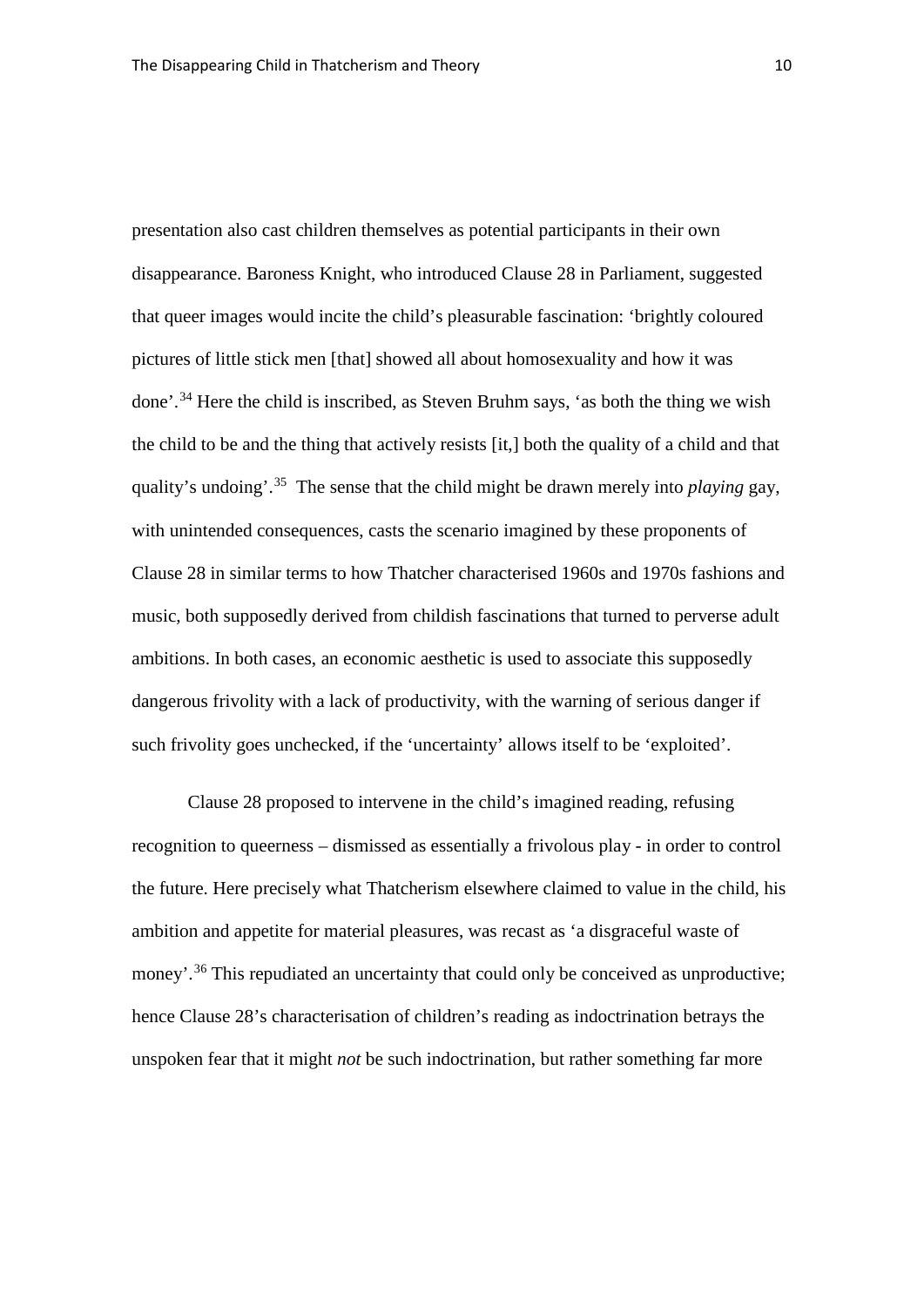presentation also cast children themselves as potential participants in their own disappearance. Baroness Knight, who introduced Clause 28 in Parliament, suggested that queer images would incite the child's pleasurable fascination: 'brightly coloured pictures of little stick men [that] showed all about homosexuality and how it was done'.[34] Here the child is inscribed, as Steven Bruhm says, 'as both the thing we wish the child to be and the thing that actively resists [it,] both the quality of a child and that quality's undoing'.[35] The sense that the child might be drawn merely into *playing* gay, with unintended consequences, casts the scenario imagined by these proponents of Clause 28 in similar terms to how Thatcher characterised 1960s and 1970s fashions and music, both supposedly derived from childish fascinations that turned to perverse adult ambitions. In both cases, an economic aesthetic is used to associate this supposedly dangerous frivolity with a lack of productivity, with the warning of serious danger if such frivolity goes unchecked, if the 'uncertainty' allows itself to be 'exploited'.

Clause 28 proposed to intervene in the child's imagined reading, refusing recognition to queerness – dismissed as essentially a frivolous play - in order to control the future. Here precisely what Thatcherism elsewhere claimed to value in the child, his ambition and appetite for material pleasures, was recast as 'a disgraceful waste of money'.[36] This repudiated an uncertainty that could only be conceived as unproductive; hence Clause 28's characterisation of children's reading as indoctrination betrays the unspoken fear that it might *not* be such indoctrination, but rather something far more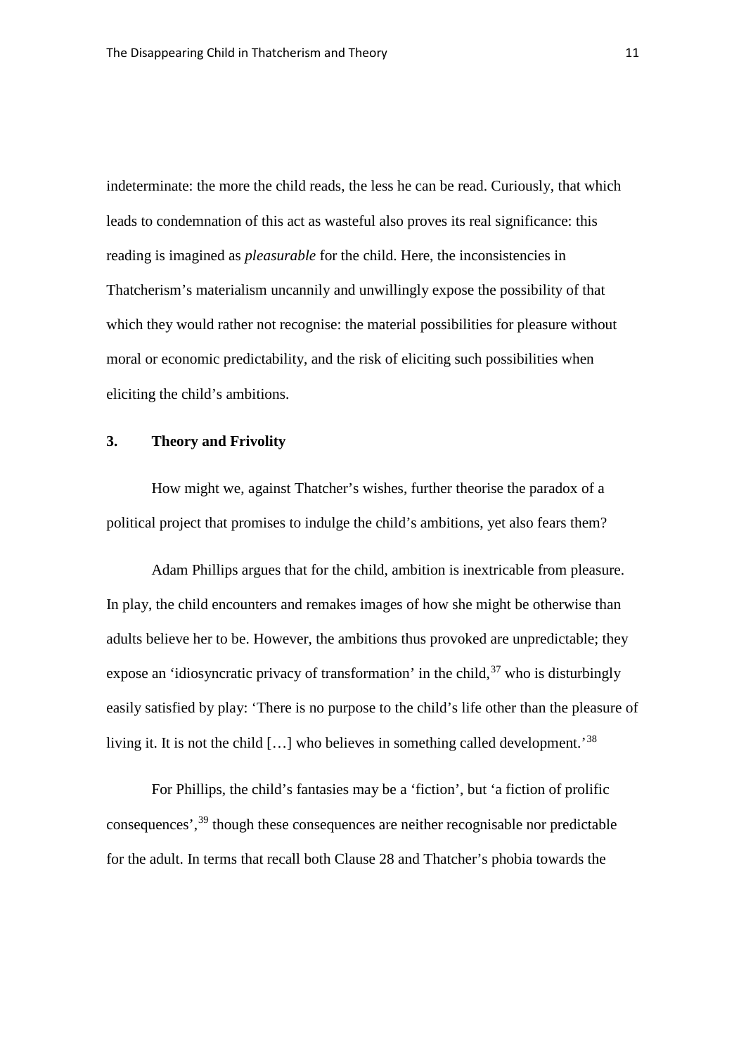indeterminate: the more the child reads, the less he can be read. Curiously, that which leads to condemnation of this act as wasteful also proves its real significance: this reading is imagined as *pleasurable* for the child. Here, the inconsistencies in Thatcherism's materialism uncannily and unwillingly expose the possibility of that which they would rather not recognise: the material possibilities for pleasure without moral or economic predictability, and the risk of eliciting such possibilities when eliciting the child's ambitions.

## 3. Theory and Frivolity

How might we, against Thatcher's wishes, further theorise the paradox of a political project that promises to indulge the child's ambitions, yet also fears them?

Adam Phillips argues that for the child, ambition is inextricable from pleasure. In play, the child encounters and remakes images of how she might be otherwise than adults believe her to be. However, the ambitions thus provoked are unpredictable; they expose an 'idiosyncratic privacy of transformation' in the child,[37] who is disturbingly easily satisfied by play: 'There is no purpose to the child's life other than the pleasure of living it. It is not the child […] who believes in something called development.'[38]

For Phillips, the child's fantasies may be a 'fiction', but 'a fiction of prolific consequences',[39] though these consequences are neither recognisable nor predictable for the adult. In terms that recall both Clause 28 and Thatcher's phobia towards the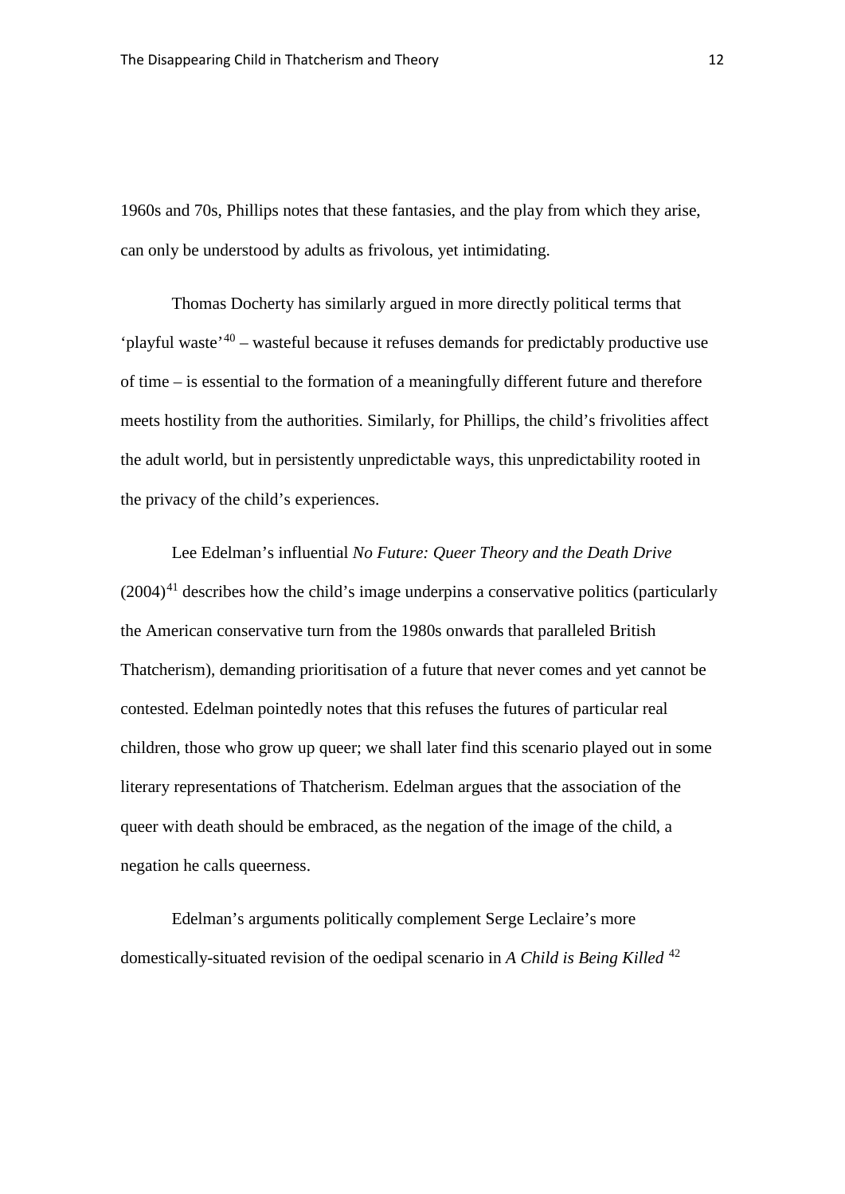1960s and 70s, Phillips notes that these fantasies, and the play from which they arise, can only be understood by adults as frivolous, yet intimidating.

Thomas Docherty has similarly argued in more directly political terms that 'playful waste'[40] – wasteful because it refuses demands for predictably productive use of time – is essential to the formation of a meaningfully different future and therefore meets hostility from the authorities. Similarly, for Phillips, the child's frivolities affect the adult world, but in persistently unpredictable ways, this unpredictability rooted in the privacy of the child's experiences.

Lee Edelman's influential *No Future: Queer Theory and the Death Drive* (2004)[41] describes how the child's image underpins a conservative politics (particularly the American conservative turn from the 1980s onwards that paralleled British Thatcherism), demanding prioritisation of a future that never comes and yet cannot be contested. Edelman pointedly notes that this refuses the futures of particular real children, those who grow up queer; we shall later find this scenario played out in some literary representations of Thatcherism. Edelman argues that the association of the queer with death should be embraced, as the negation of the image of the child, a negation he calls queerness.

Edelman's arguments politically complement Serge Leclaire's more domestically-situated revision of the oedipal scenario in *A Child is Being Killed* [42]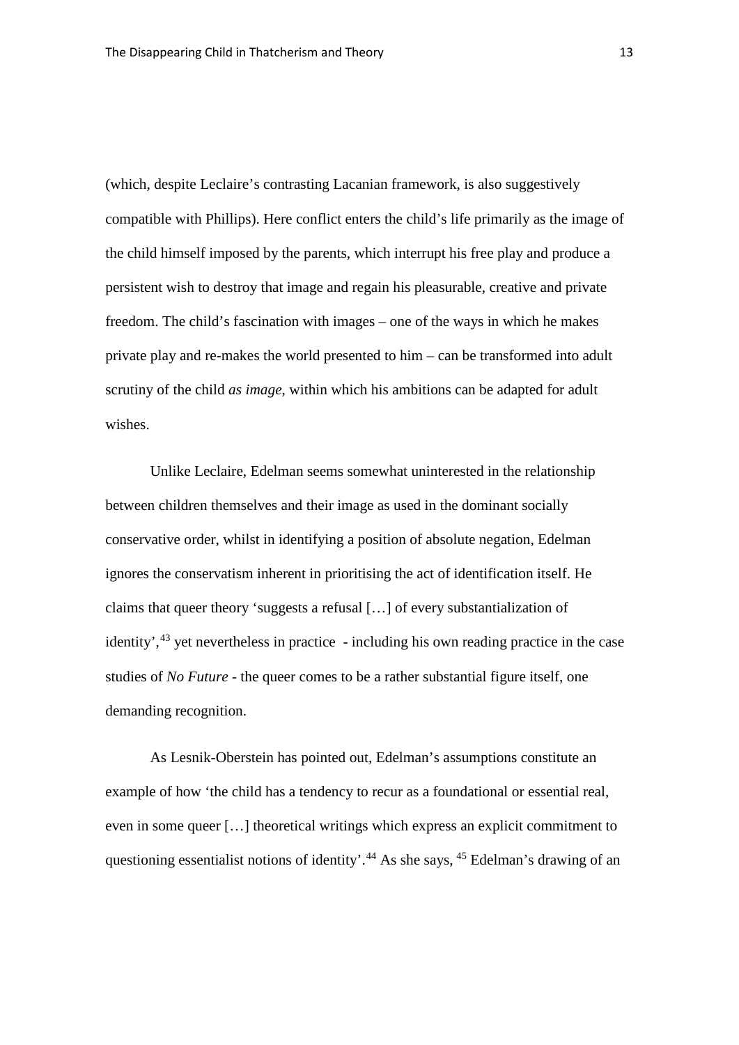(which, despite Leclaire's contrasting Lacanian framework, is also suggestively compatible with Phillips). Here conflict enters the child's life primarily as the image of the child himself imposed by the parents, which interrupt his free play and produce a persistent wish to destroy that image and regain his pleasurable, creative and private freedom. The child's fascination with images – one of the ways in which he makes private play and re-makes the world presented to him – can be transformed into adult scrutiny of the child *as image*, within which his ambitions can be adapted for adult wishes.

Unlike Leclaire, Edelman seems somewhat uninterested in the relationship between children themselves and their image as used in the dominant socially conservative order, whilst in identifying a position of absolute negation, Edelman ignores the conservatism inherent in prioritising the act of identification itself. He claims that queer theory 'suggests a refusal […] of every substantialization of identity',[43] yet nevertheless in practice - including his own reading practice in the case studies of *No Future* - the queer comes to be a rather substantial figure itself, one demanding recognition.

As Lesnik-Oberstein has pointed out, Edelman's assumptions constitute an example of how 'the child has a tendency to recur as a foundational or essential real, even in some queer […] theoretical writings which express an explicit commitment to questioning essentialist notions of identity'.[44] As she says, [45] Edelman's drawing of an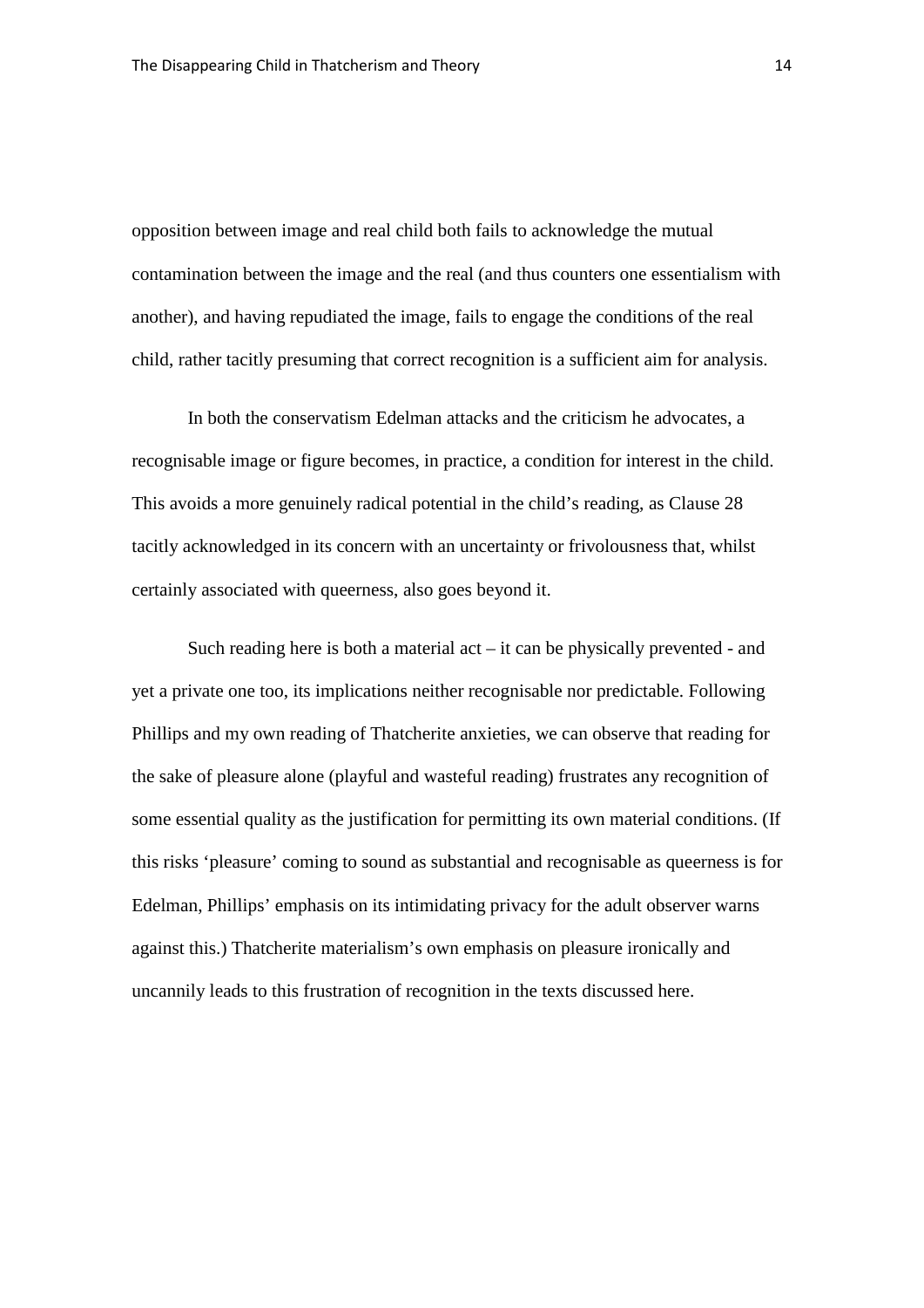opposition between image and real child both fails to acknowledge the mutual contamination between the image and the real (and thus counters one essentialism with another), and having repudiated the image, fails to engage the conditions of the real child, rather tacitly presuming that correct recognition is a sufficient aim for analysis.

In both the conservatism Edelman attacks and the criticism he advocates, a recognisable image or figure becomes, in practice, a condition for interest in the child. This avoids a more genuinely radical potential in the child's reading, as Clause 28 tacitly acknowledged in its concern with an uncertainty or frivolousness that, whilst certainly associated with queerness, also goes beyond it.

Such reading here is both a material act – it can be physically prevented - and yet a private one too, its implications neither recognisable nor predictable. Following Phillips and my own reading of Thatcherite anxieties, we can observe that reading for the sake of pleasure alone (playful and wasteful reading) frustrates any recognition of some essential quality as the justification for permitting its own material conditions. (If this risks 'pleasure' coming to sound as substantial and recognisable as queerness is for Edelman, Phillips' emphasis on its intimidating privacy for the adult observer warns against this.) Thatcherite materialism's own emphasis on pleasure ironically and uncannily leads to this frustration of recognition in the texts discussed here.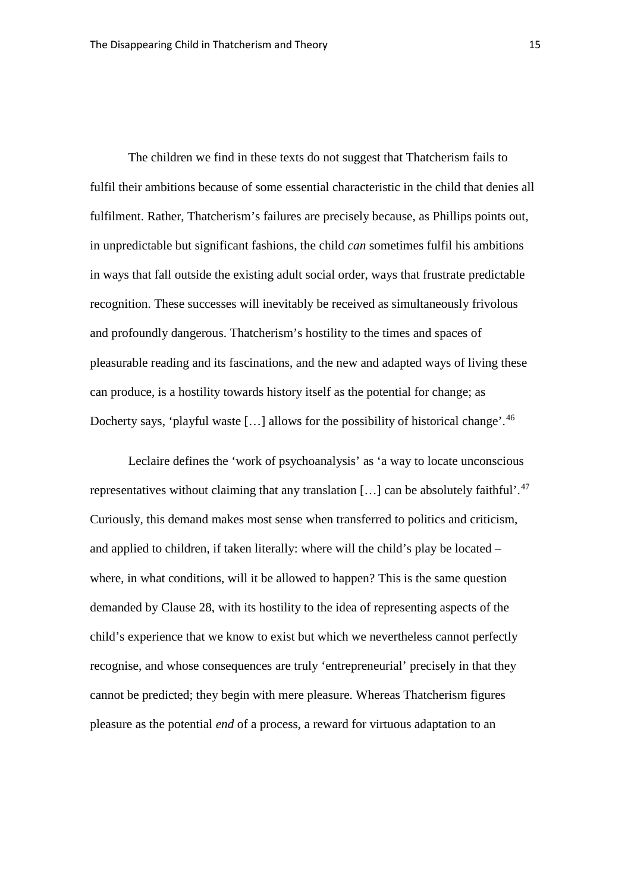The children we find in these texts do not suggest that Thatcherism fails to fulfil their ambitions because of some essential characteristic in the child that denies all fulfilment. Rather, Thatcherism's failures are precisely because, as Phillips points out, in unpredictable but significant fashions, the child *can* sometimes fulfil his ambitions in ways that fall outside the existing adult social order, ways that frustrate predictable recognition. These successes will inevitably be received as simultaneously frivolous and profoundly dangerous. Thatcherism's hostility to the times and spaces of pleasurable reading and its fascinations, and the new and adapted ways of living these can produce, is a hostility towards history itself as the potential for change; as Docherty says, 'playful waste […] allows for the possibility of historical change'.[46]

Leclaire defines the 'work of psychoanalysis' as 'a way to locate unconscious representatives without claiming that any translation […] can be absolutely faithful'.[47] Curiously, this demand makes most sense when transferred to politics and criticism, and applied to children, if taken literally: where will the child's play be located – where, in what conditions, will it be allowed to happen? This is the same question demanded by Clause 28, with its hostility to the idea of representing aspects of the child's experience that we know to exist but which we nevertheless cannot perfectly recognise, and whose consequences are truly 'entrepreneurial' precisely in that they cannot be predicted; they begin with mere pleasure. Whereas Thatcherism figures pleasure as the potential *end* of a process, a reward for virtuous adaptation to an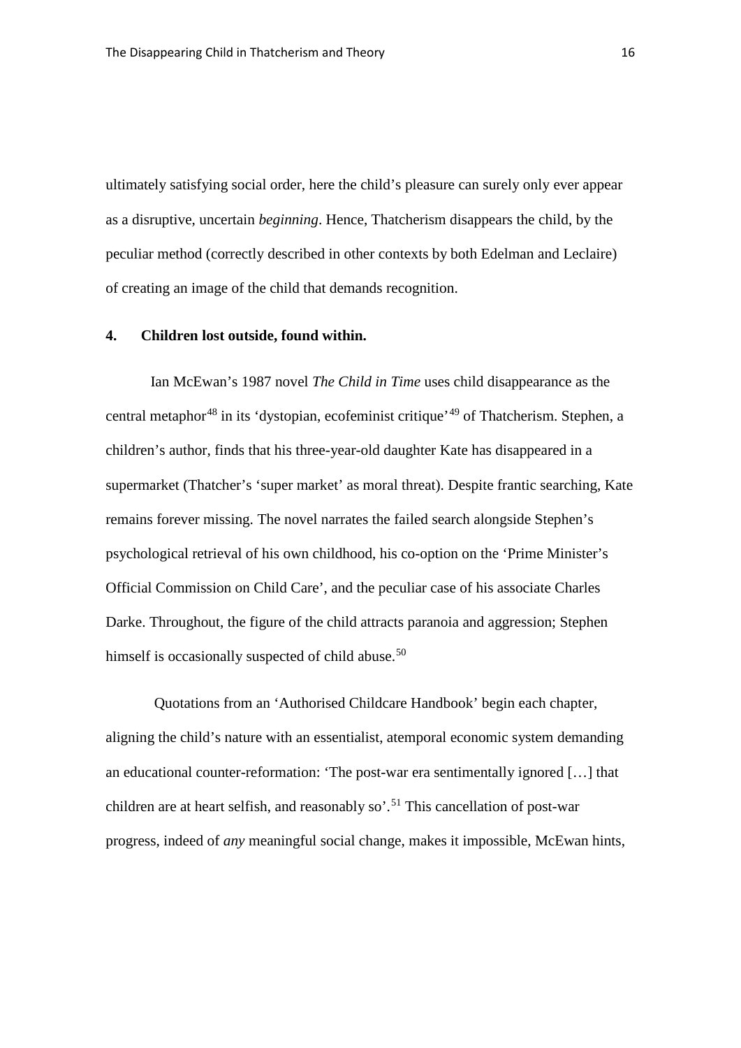ultimately satisfying social order, here the child's pleasure can surely only ever appear as a disruptive, uncertain *beginning*. Hence, Thatcherism disappears the child, by the peculiar method (correctly described in other contexts by both Edelman and Leclaire) of creating an image of the child that demands recognition.

## 4. Children lost outside, found within.

Ian McEwan's 1987 novel *The Child in Time* uses child disappearance as the central metaphor[48] in its 'dystopian, ecofeminist critique'[49] of Thatcherism. Stephen, a children's author, finds that his three-year-old daughter Kate has disappeared in a supermarket (Thatcher's 'super market' as moral threat). Despite frantic searching, Kate remains forever missing. The novel narrates the failed search alongside Stephen's psychological retrieval of his own childhood, his co-option on the 'Prime Minister's Official Commission on Child Care', and the peculiar case of his associate Charles Darke. Throughout, the figure of the child attracts paranoia and aggression; Stephen himself is occasionally suspected of child abuse.[50]

Quotations from an 'Authorised Childcare Handbook' begin each chapter, aligning the child's nature with an essentialist, atemporal economic system demanding an educational counter-reformation: 'The post-war era sentimentally ignored […] that children are at heart selfish, and reasonably so'.[51] This cancellation of post-war progress, indeed of *any* meaningful social change, makes it impossible, McEwan hints,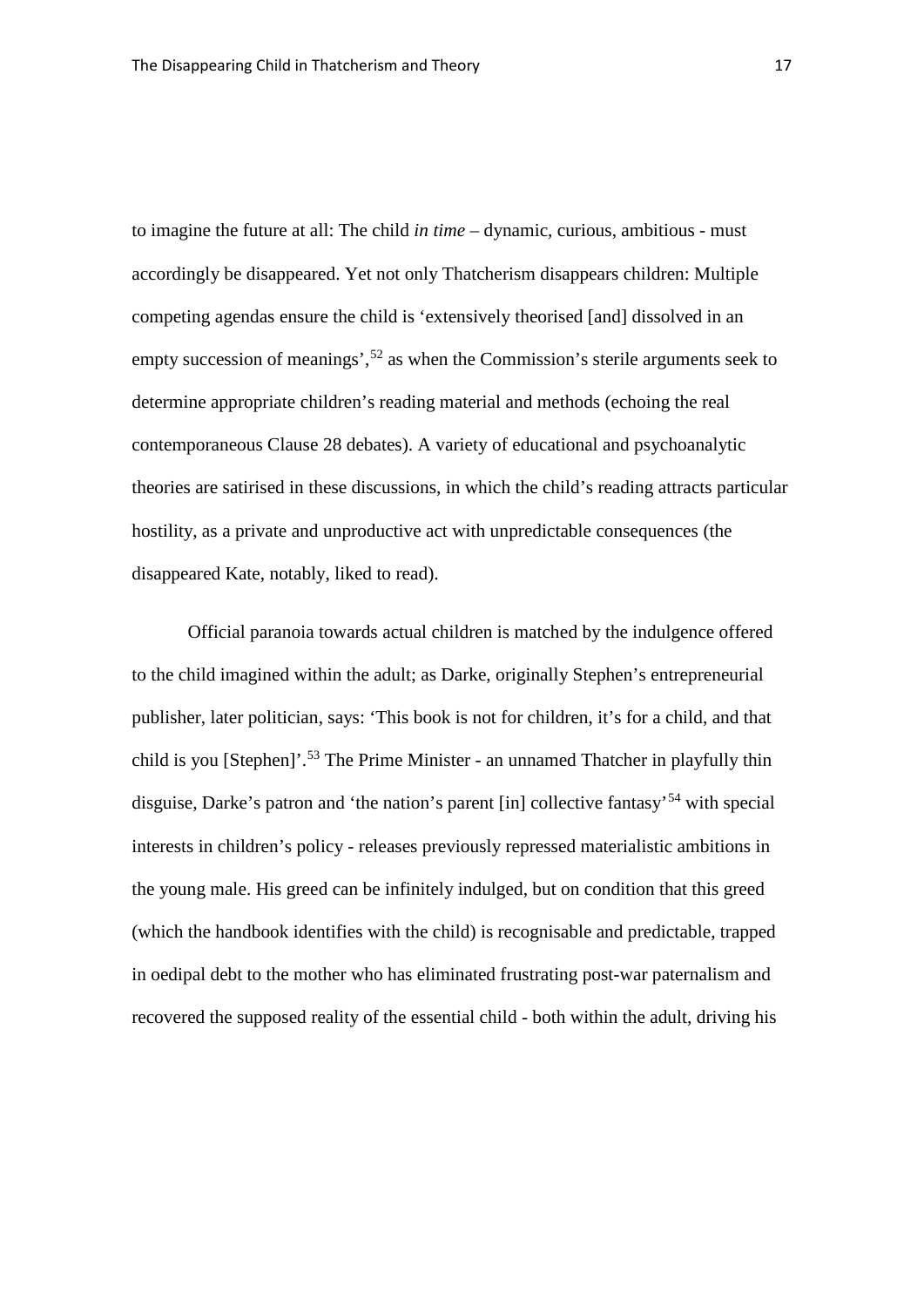to imagine the future at all: The child *in time* – dynamic, curious, ambitious - must accordingly be disappeared. Yet not only Thatcherism disappears children: Multiple competing agendas ensure the child is 'extensively theorised [and] dissolved in an empty succession of meanings',[52] as when the Commission's sterile arguments seek to determine appropriate children's reading material and methods (echoing the real contemporaneous Clause 28 debates). A variety of educational and psychoanalytic theories are satirised in these discussions, in which the child's reading attracts particular hostility, as a private and unproductive act with unpredictable consequences (the disappeared Kate, notably, liked to read).

Official paranoia towards actual children is matched by the indulgence offered to the child imagined within the adult; as Darke, originally Stephen's entrepreneurial publisher, later politician, says: 'This book is not for children, it's for a child, and that child is you [Stephen]'.[53] The Prime Minister - an unnamed Thatcher in playfully thin disguise, Darke's patron and 'the nation's parent [in] collective fantasy'[54] with special interests in children's policy - releases previously repressed materialistic ambitions in the young male. His greed can be infinitely indulged, but on condition that this greed (which the handbook identifies with the child) is recognisable and predictable, trapped in oedipal debt to the mother who has eliminated frustrating post-war paternalism and recovered the supposed reality of the essential child - both within the adult, driving his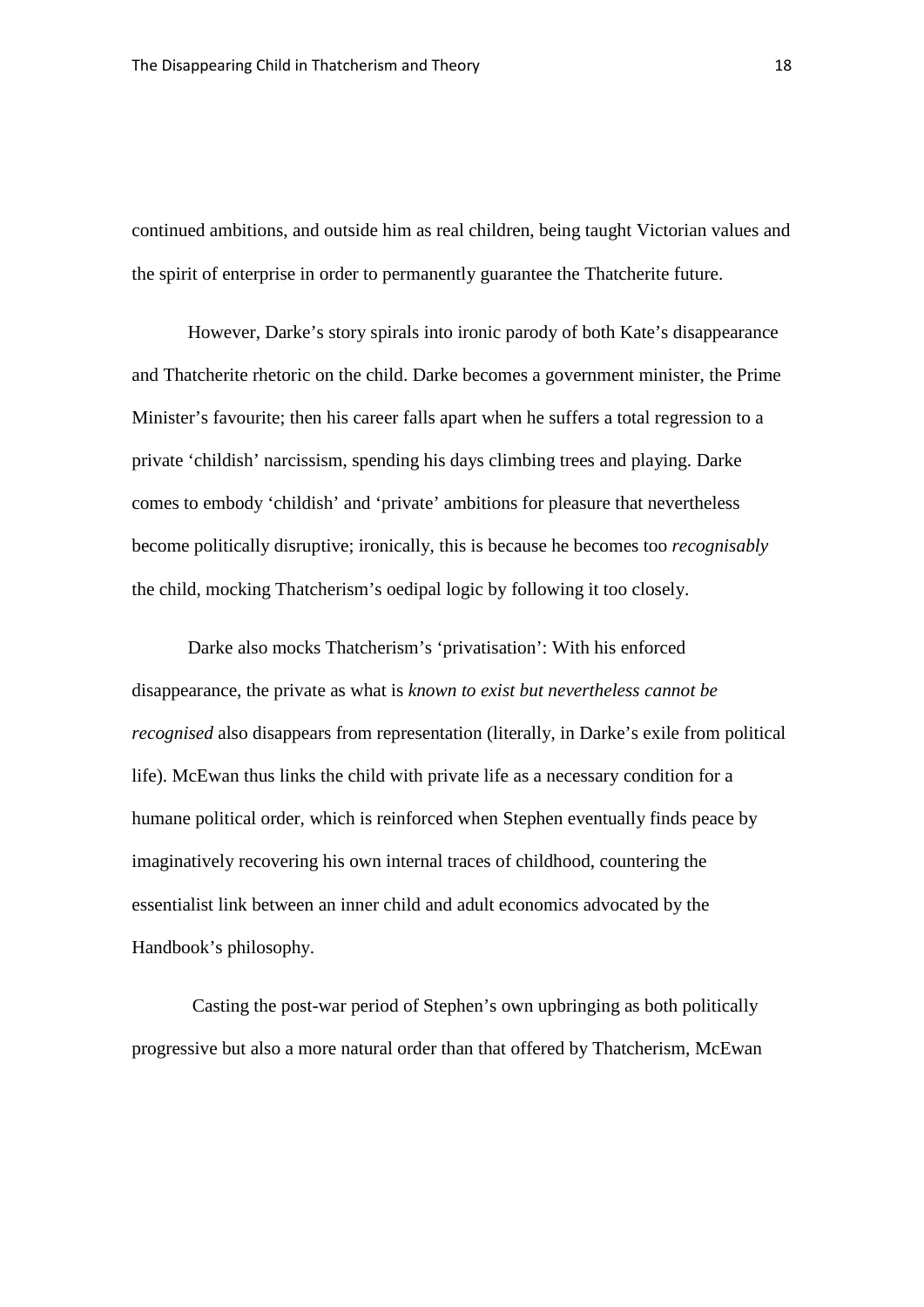continued ambitions, and outside him as real children, being taught Victorian values and the spirit of enterprise in order to permanently guarantee the Thatcherite future.

However, Darke's story spirals into ironic parody of both Kate's disappearance and Thatcherite rhetoric on the child. Darke becomes a government minister, the Prime Minister's favourite; then his career falls apart when he suffers a total regression to a private 'childish' narcissism, spending his days climbing trees and playing. Darke comes to embody 'childish' and 'private' ambitions for pleasure that nevertheless become politically disruptive; ironically, this is because he becomes too *recognisably* the child, mocking Thatcherism's oedipal logic by following it too closely.

Darke also mocks Thatcherism's 'privatisation': With his enforced disappearance, the private as what is *known to exist but nevertheless cannot be recognised* also disappears from representation (literally, in Darke's exile from political life). McEwan thus links the child with private life as a necessary condition for a humane political order, which is reinforced when Stephen eventually finds peace by imaginatively recovering his own internal traces of childhood, countering the essentialist link between an inner child and adult economics advocated by the Handbook's philosophy.

Casting the post-war period of Stephen's own upbringing as both politically progressive but also a more natural order than that offered by Thatcherism, McEwan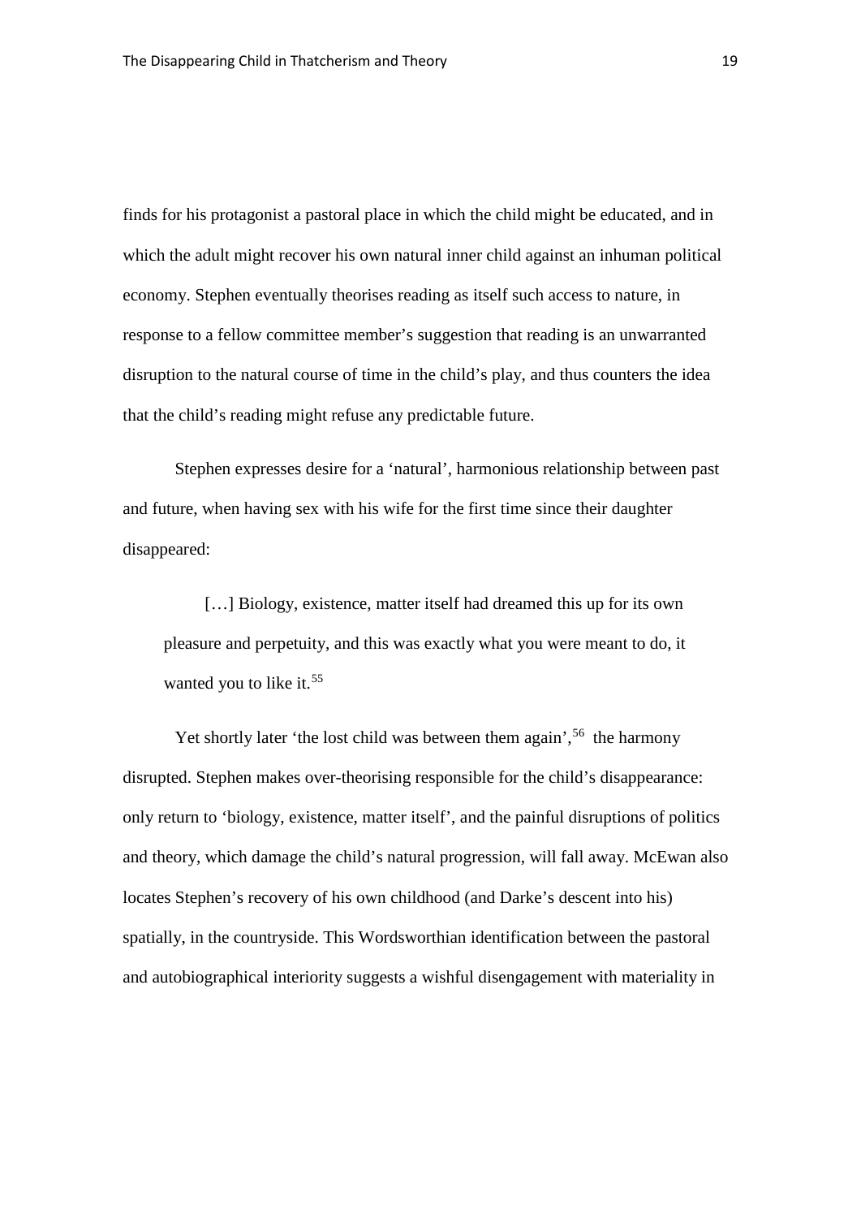finds for his protagonist a pastoral place in which the child might be educated, and in which the adult might recover his own natural inner child against an inhuman political economy. Stephen eventually theorises reading as itself such access to nature, in response to a fellow committee member's suggestion that reading is an unwarranted disruption to the natural course of time in the child's play, and thus counters the idea that the child's reading might refuse any predictable future.

Stephen expresses desire for a 'natural', harmonious relationship between past and future, when having sex with his wife for the first time since their daughter disappeared:

> […] Biology, existence, matter itself had dreamed this up for its own pleasure and perpetuity, and this was exactly what you were meant to do, it wanted you to like it.[55]

Yet shortly later 'the lost child was between them again',[56] the harmony disrupted. Stephen makes over-theorising responsible for the child's disappearance: only return to 'biology, existence, matter itself', and the painful disruptions of politics and theory, which damage the child's natural progression, will fall away. McEwan also locates Stephen's recovery of his own childhood (and Darke's descent into his) spatially, in the countryside. This Wordsworthian identification between the pastoral and autobiographical interiority suggests a wishful disengagement with materiality in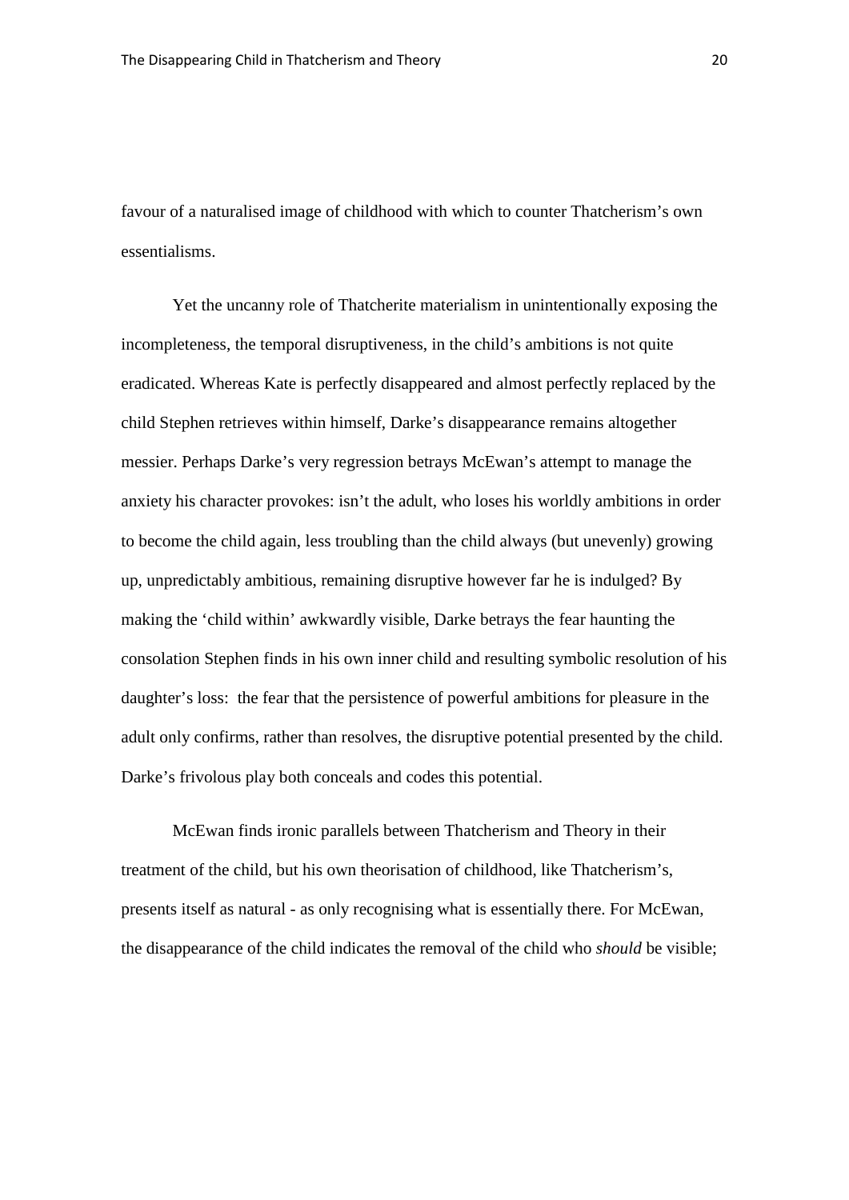favour of a naturalised image of childhood with which to counter Thatcherism's own essentialisms.

Yet the uncanny role of Thatcherite materialism in unintentionally exposing the incompleteness, the temporal disruptiveness, in the child's ambitions is not quite eradicated. Whereas Kate is perfectly disappeared and almost perfectly replaced by the child Stephen retrieves within himself, Darke's disappearance remains altogether messier. Perhaps Darke's very regression betrays McEwan's attempt to manage the anxiety his character provokes: isn't the adult, who loses his worldly ambitions in order to become the child again, less troubling than the child always (but unevenly) growing up, unpredictably ambitious, remaining disruptive however far he is indulged? By making the 'child within' awkwardly visible, Darke betrays the fear haunting the consolation Stephen finds in his own inner child and resulting symbolic resolution of his daughter's loss: the fear that the persistence of powerful ambitions for pleasure in the adult only confirms, rather than resolves, the disruptive potential presented by the child. Darke's frivolous play both conceals and codes this potential.

McEwan finds ironic parallels between Thatcherism and Theory in their treatment of the child, but his own theorisation of childhood, like Thatcherism's, presents itself as natural - as only recognising what is essentially there. For McEwan, the disappearance of the child indicates the removal of the child who *should* be visible;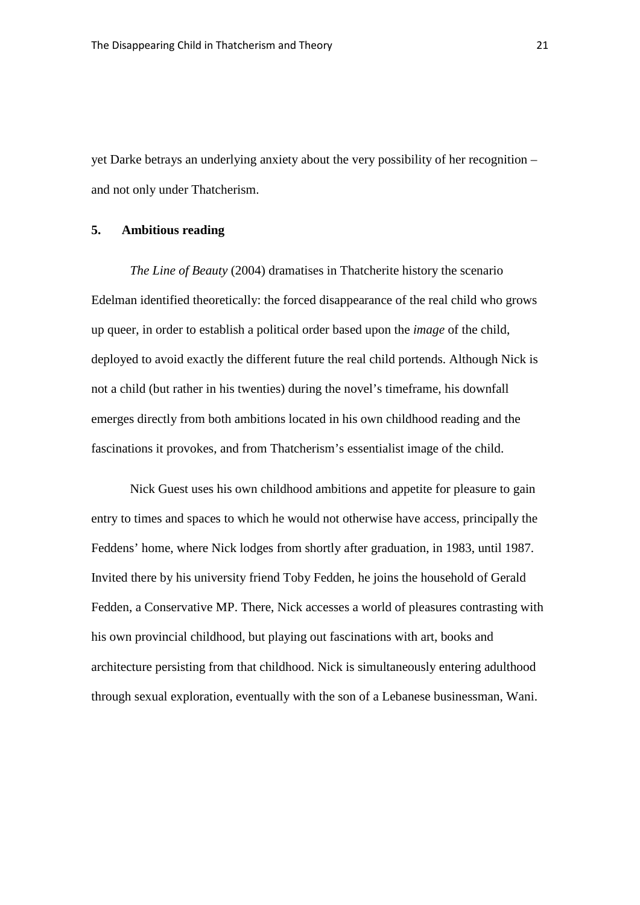yet Darke betrays an underlying anxiety about the very possibility of her recognition – and not only under Thatcherism.

## 5. Ambitious reading

*The Line of Beauty* (2004) dramatises in Thatcherite history the scenario Edelman identified theoretically: the forced disappearance of the real child who grows up queer, in order to establish a political order based upon the *image* of the child, deployed to avoid exactly the different future the real child portends. Although Nick is not a child (but rather in his twenties) during the novel's timeframe, his downfall emerges directly from both ambitions located in his own childhood reading and the fascinations it provokes, and from Thatcherism's essentialist image of the child.

Nick Guest uses his own childhood ambitions and appetite for pleasure to gain entry to times and spaces to which he would not otherwise have access, principally the Feddens' home, where Nick lodges from shortly after graduation, in 1983, until 1987. Invited there by his university friend Toby Fedden, he joins the household of Gerald Fedden, a Conservative MP. There, Nick accesses a world of pleasures contrasting with his own provincial childhood, but playing out fascinations with art, books and architecture persisting from that childhood. Nick is simultaneously entering adulthood through sexual exploration, eventually with the son of a Lebanese businessman, Wani.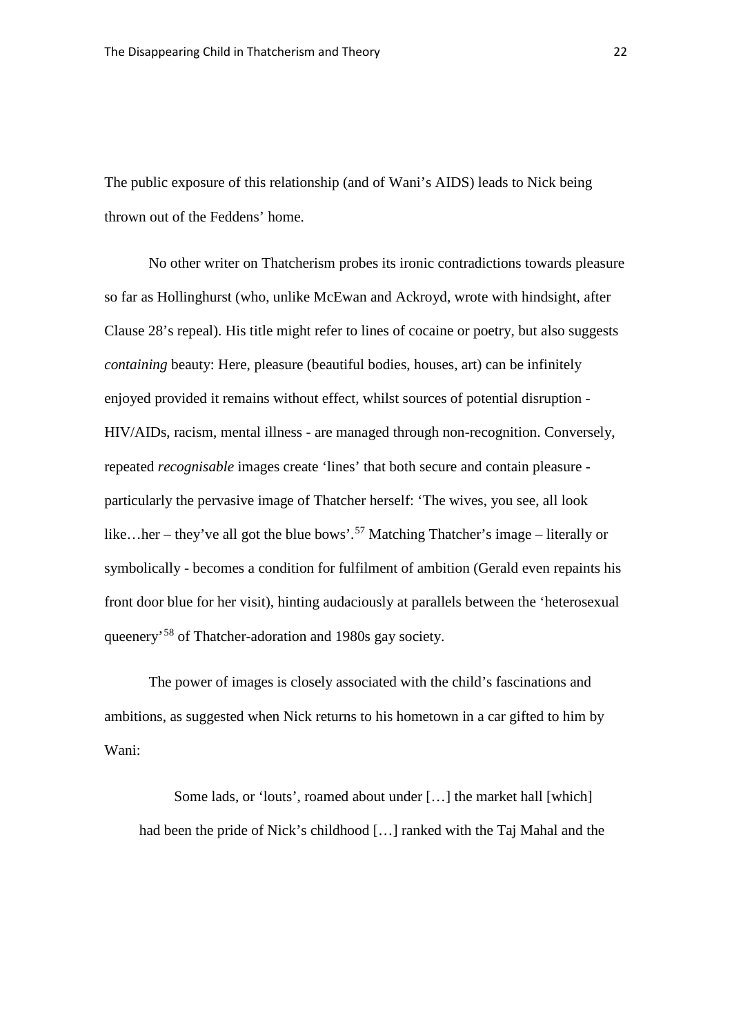The public exposure of this relationship (and of Wani's AIDS) leads to Nick being thrown out of the Feddens' home.

No other writer on Thatcherism probes its ironic contradictions towards pleasure so far as Hollinghurst (who, unlike McEwan and Ackroyd, wrote with hindsight, after Clause 28's repeal). His title might refer to lines of cocaine or poetry, but also suggests *containing* beauty: Here, pleasure (beautiful bodies, houses, art) can be infinitely enjoyed provided it remains without effect, whilst sources of potential disruption - HIV/AIDs, racism, mental illness - are managed through non-recognition. Conversely, repeated *recognisable* images create 'lines' that both secure and contain pleasure - particularly the pervasive image of Thatcher herself: 'The wives, you see, all look like…her – they've all got the blue bows'.[57] Matching Thatcher's image – literally or symbolically - becomes a condition for fulfilment of ambition (Gerald even repaints his front door blue for her visit), hinting audaciously at parallels between the 'heterosexual queenery'[58] of Thatcher-adoration and 1980s gay society.

The power of images is closely associated with the child's fascinations and ambitions, as suggested when Nick returns to his hometown in a car gifted to him by Wani:

> Some lads, or 'louts', roamed about under […] the market hall [which] had been the pride of Nick's childhood […] ranked with the Taj Mahal and the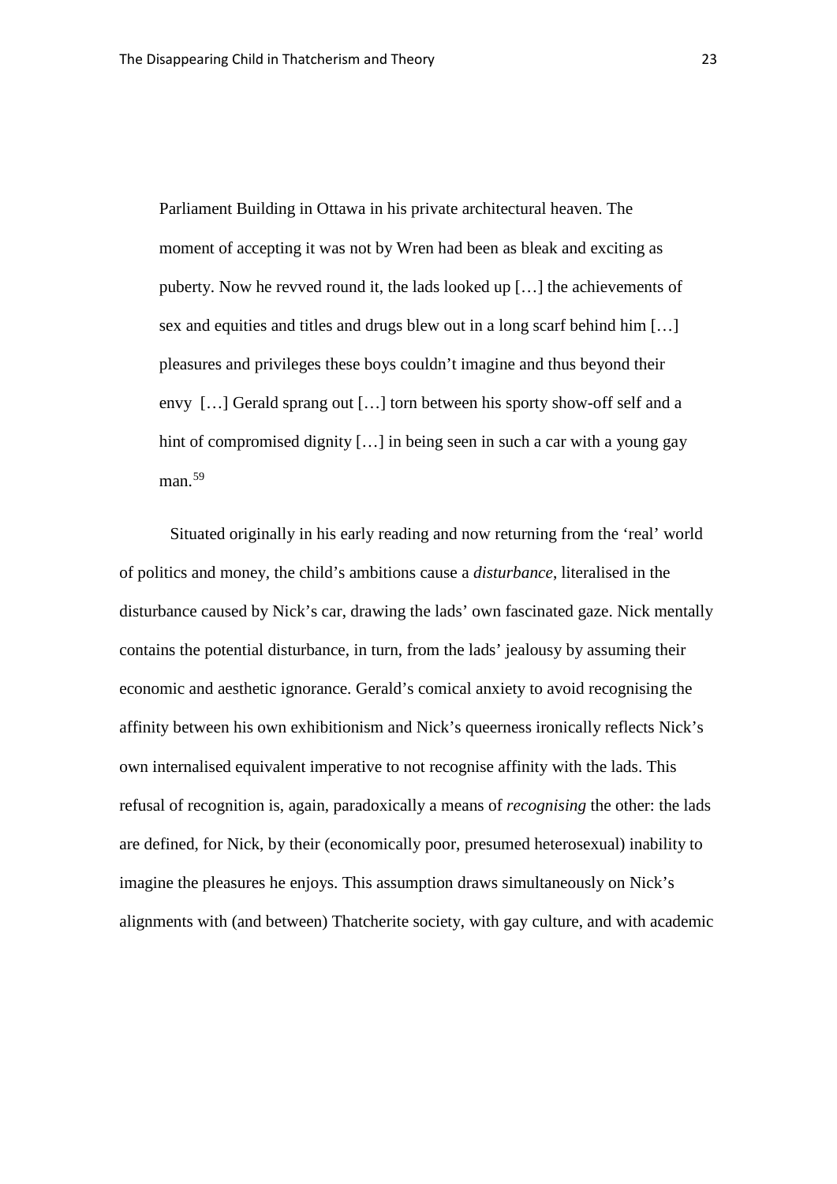> Parliament Building in Ottawa in his private architectural heaven. The moment of accepting it was not by Wren had been as bleak and exciting as puberty. Now he revved round it, the lads looked up […] the achievements of sex and equities and titles and drugs blew out in a long scarf behind him […] pleasures and privileges these boys couldn't imagine and thus beyond their envy […] Gerald sprang out […] torn between his sporty show-off self and a hint of compromised dignity […] in being seen in such a car with a young gay man.[59]

Situated originally in his early reading and now returning from the 'real' world of politics and money, the child's ambitions cause a *disturbance*, literalised in the disturbance caused by Nick's car, drawing the lads' own fascinated gaze. Nick mentally contains the potential disturbance, in turn, from the lads' jealousy by assuming their economic and aesthetic ignorance. Gerald's comical anxiety to avoid recognising the affinity between his own exhibitionism and Nick's queerness ironically reflects Nick's own internalised equivalent imperative to not recognise affinity with the lads. This refusal of recognition is, again, paradoxically a means of *recognising* the other: the lads are defined, for Nick, by their (economically poor, presumed heterosexual) inability to imagine the pleasures he enjoys. This assumption draws simultaneously on Nick's alignments with (and between) Thatcherite society, with gay culture, and with academic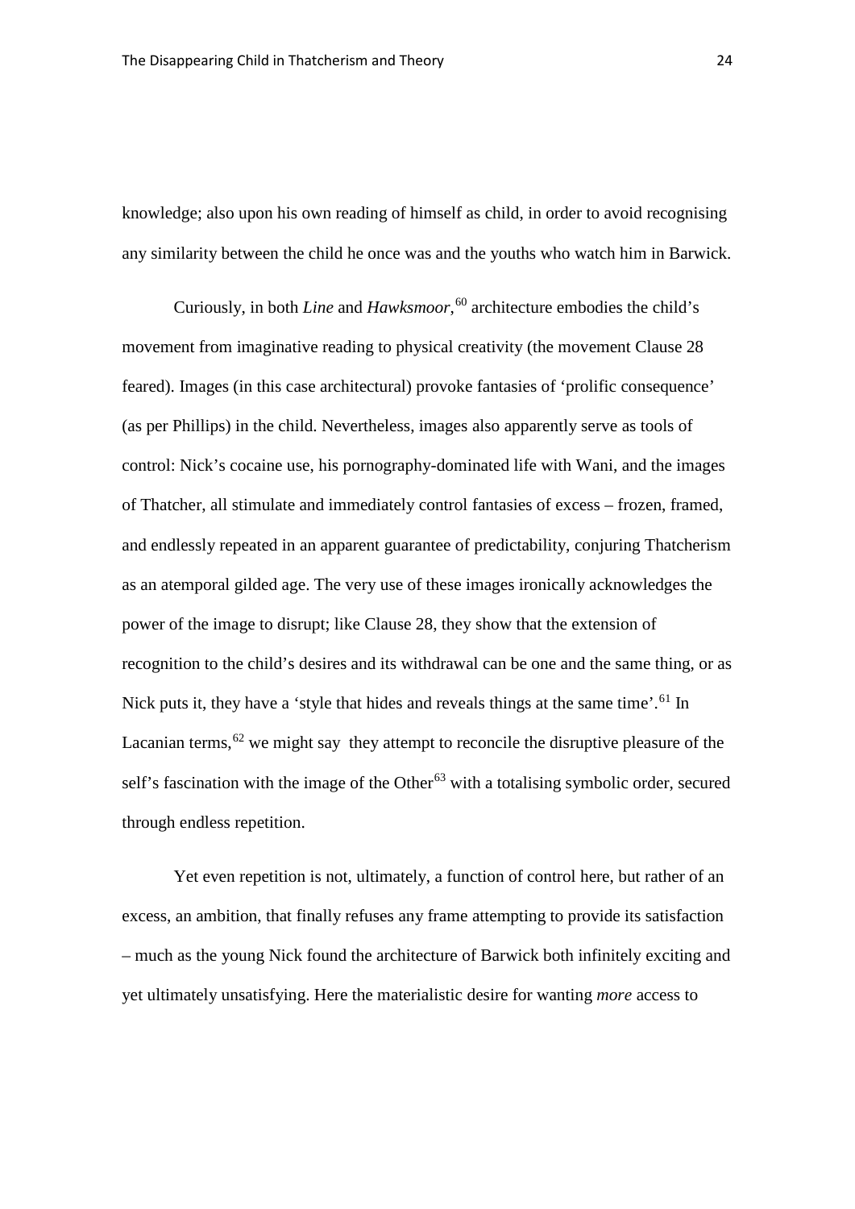knowledge; also upon his own reading of himself as child, in order to avoid recognising any similarity between the child he once was and the youths who watch him in Barwick.

Curiously, in both *Line* and *Hawksmoor*,[60] architecture embodies the child's movement from imaginative reading to physical creativity (the movement Clause 28 feared). Images (in this case architectural) provoke fantasies of 'prolific consequence' (as per Phillips) in the child. Nevertheless, images also apparently serve as tools of control: Nick's cocaine use, his pornography-dominated life with Wani, and the images of Thatcher, all stimulate and immediately control fantasies of excess – frozen, framed, and endlessly repeated in an apparent guarantee of predictability, conjuring Thatcherism as an atemporal gilded age. The very use of these images ironically acknowledges the power of the image to disrupt; like Clause 28, they show that the extension of recognition to the child's desires and its withdrawal can be one and the same thing, or as Nick puts it, they have a 'style that hides and reveals things at the same time'.[61] In Lacanian terms,[62] we might say they attempt to reconcile the disruptive pleasure of the self's fascination with the image of the Other[63] with a totalising symbolic order, secured through endless repetition.

Yet even repetition is not, ultimately, a function of control here, but rather of an excess, an ambition, that finally refuses any frame attempting to provide its satisfaction – much as the young Nick found the architecture of Barwick both infinitely exciting and yet ultimately unsatisfying. Here the materialistic desire for wanting *more* access to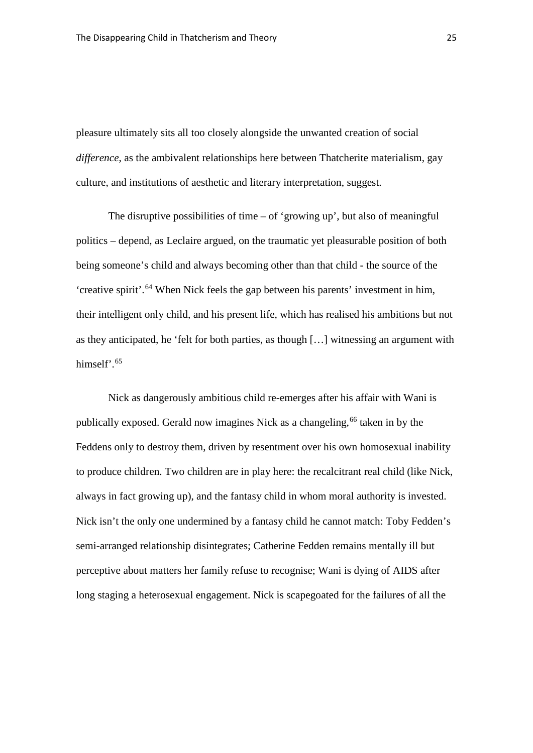pleasure ultimately sits all too closely alongside the unwanted creation of social *difference*, as the ambivalent relationships here between Thatcherite materialism, gay culture, and institutions of aesthetic and literary interpretation, suggest.

The disruptive possibilities of time – of 'growing up', but also of meaningful politics – depend, as Leclaire argued, on the traumatic yet pleasurable position of both being someone's child and always becoming other than that child - the source of the 'creative spirit'.[64] When Nick feels the gap between his parents' investment in him, their intelligent only child, and his present life, which has realised his ambitions but not as they anticipated, he 'felt for both parties, as though […] witnessing an argument with himself'.[65]

Nick as dangerously ambitious child re-emerges after his affair with Wani is publically exposed. Gerald now imagines Nick as a changeling,[66] taken in by the Feddens only to destroy them, driven by resentment over his own homosexual inability to produce children. Two children are in play here: the recalcitrant real child (like Nick, always in fact growing up), and the fantasy child in whom moral authority is invested. Nick isn't the only one undermined by a fantasy child he cannot match: Toby Fedden's semi-arranged relationship disintegrates; Catherine Fedden remains mentally ill but perceptive about matters her family refuse to recognise; Wani is dying of AIDS after long staging a heterosexual engagement. Nick is scapegoated for the failures of all the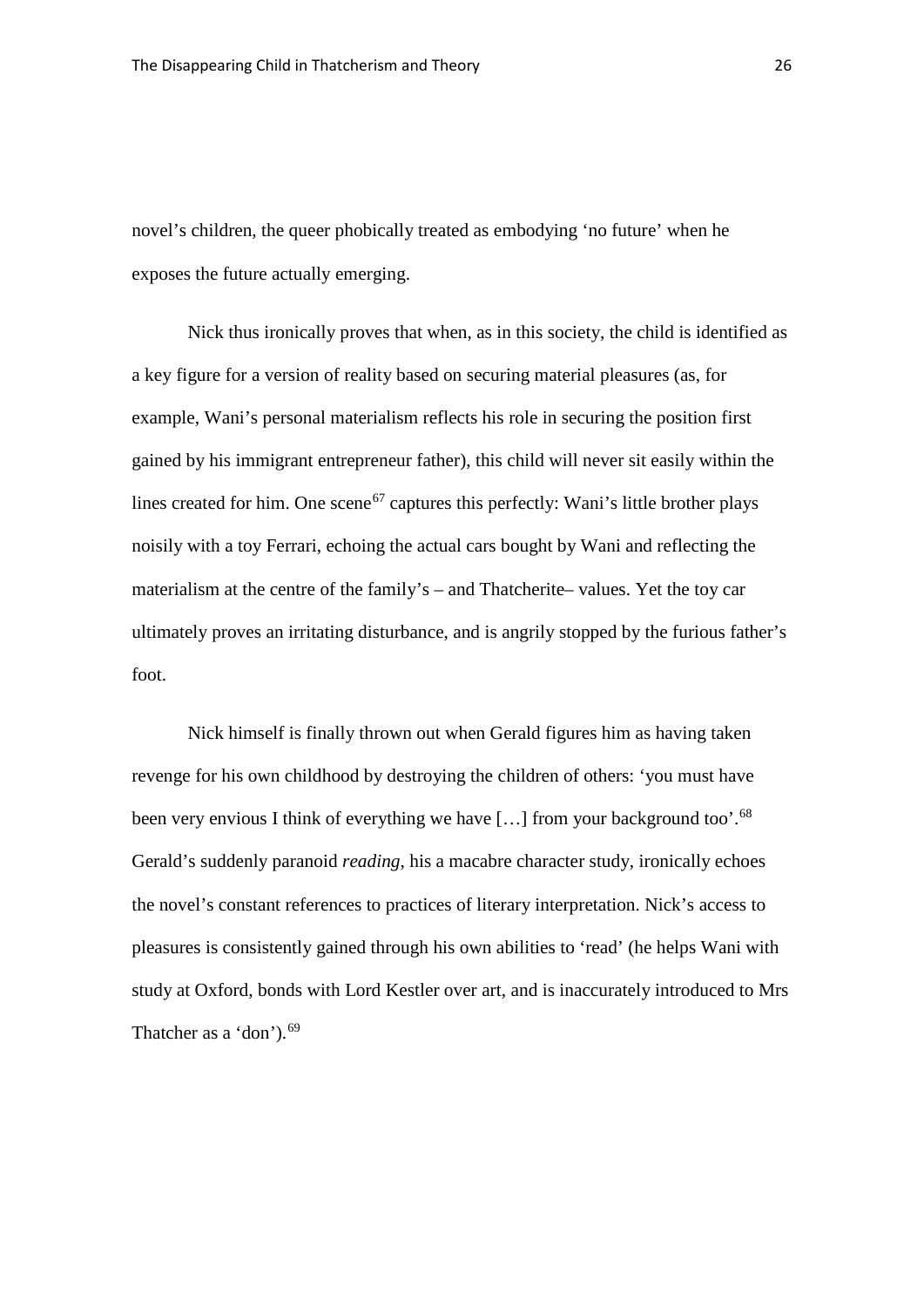novel's children, the queer phobically treated as embodying 'no future' when he exposes the future actually emerging.

Nick thus ironically proves that when, as in this society, the child is identified as a key figure for a version of reality based on securing material pleasures (as, for example, Wani's personal materialism reflects his role in securing the position first gained by his immigrant entrepreneur father), this child will never sit easily within the lines created for him. One scene[67] captures this perfectly: Wani's little brother plays noisily with a toy Ferrari, echoing the actual cars bought by Wani and reflecting the materialism at the centre of the family's – and Thatcherite– values. Yet the toy car ultimately proves an irritating disturbance, and is angrily stopped by the furious father's foot.

Nick himself is finally thrown out when Gerald figures him as having taken revenge for his own childhood by destroying the children of others: 'you must have been very envious I think of everything we have […] from your background too'.[68] Gerald's suddenly paranoid *reading*, his a macabre character study, ironically echoes the novel's constant references to practices of literary interpretation. Nick's access to pleasures is consistently gained through his own abilities to 'read' (he helps Wani with study at Oxford, bonds with Lord Kestler over art, and is inaccurately introduced to Mrs Thatcher as a 'don').[69]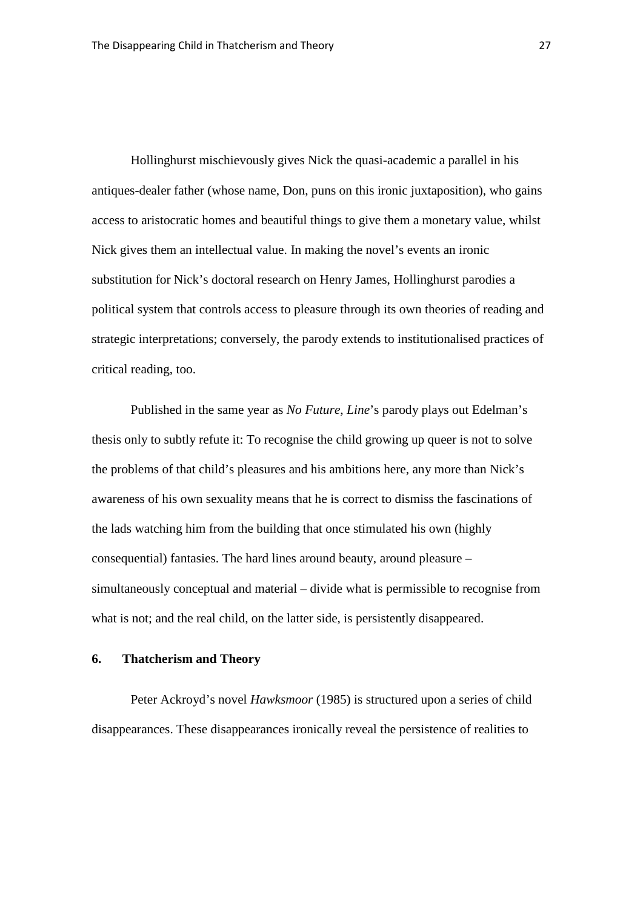Hollinghurst mischievously gives Nick the quasi-academic a parallel in his antiques-dealer father (whose name, Don, puns on this ironic juxtaposition), who gains access to aristocratic homes and beautiful things to give them a monetary value, whilst Nick gives them an intellectual value. In making the novel's events an ironic substitution for Nick's doctoral research on Henry James, Hollinghurst parodies a political system that controls access to pleasure through its own theories of reading and strategic interpretations; conversely, the parody extends to institutionalised practices of critical reading, too.

Published in the same year as *No Future*, *Line*'s parody plays out Edelman's thesis only to subtly refute it: To recognise the child growing up queer is not to solve the problems of that child's pleasures and his ambitions here, any more than Nick's awareness of his own sexuality means that he is correct to dismiss the fascinations of the lads watching him from the building that once stimulated his own (highly consequential) fantasies. The hard lines around beauty, around pleasure – simultaneously conceptual and material – divide what is permissible to recognise from what is not; and the real child, on the latter side, is persistently disappeared.

## 6. Thatcherism and Theory

Peter Ackroyd's novel *Hawksmoor* (1985) is structured upon a series of child disappearances. These disappearances ironically reveal the persistence of realities to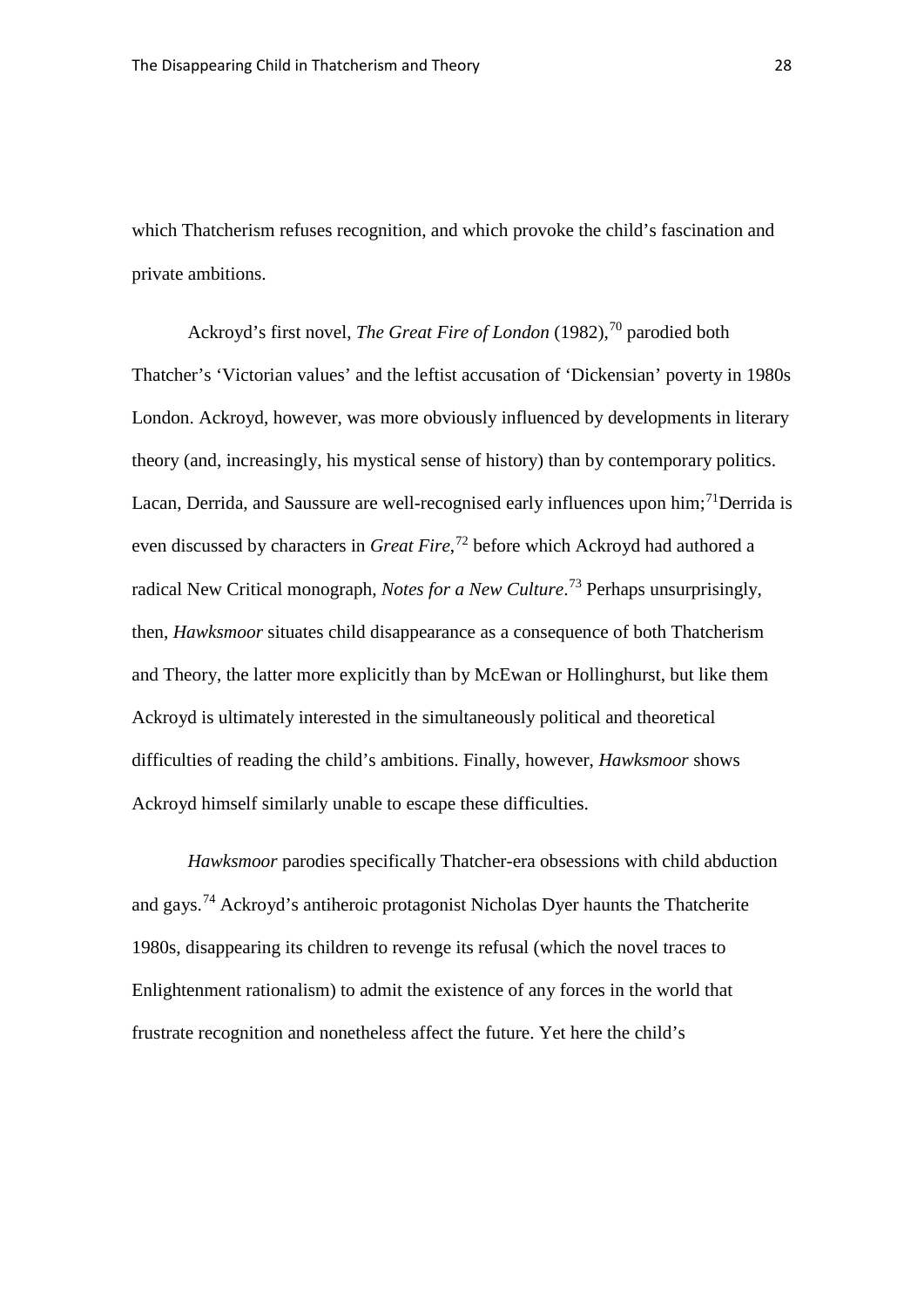which Thatcherism refuses recognition, and which provoke the child's fascination and private ambitions.

Ackroyd's first novel, *The Great Fire of London* (1982),[70] parodied both Thatcher's 'Victorian values' and the leftist accusation of 'Dickensian' poverty in 1980s London. Ackroyd, however, was more obviously influenced by developments in literary theory (and, increasingly, his mystical sense of history) than by contemporary politics. Lacan, Derrida, and Saussure are well-recognised early influences upon him;[71]Derrida is even discussed by characters in *Great Fire*,[72] before which Ackroyd had authored a radical New Critical monograph, *Notes for a New Culture*.[73] Perhaps unsurprisingly, then, *Hawksmoor* situates child disappearance as a consequence of both Thatcherism and Theory, the latter more explicitly than by McEwan or Hollinghurst, but like them Ackroyd is ultimately interested in the simultaneously political and theoretical difficulties of reading the child's ambitions. Finally, however, *Hawksmoor* shows Ackroyd himself similarly unable to escape these difficulties.

*Hawksmoor* parodies specifically Thatcher-era obsessions with child abduction and gays.[74] Ackroyd's antiheroic protagonist Nicholas Dyer haunts the Thatcherite 1980s, disappearing its children to revenge its refusal (which the novel traces to Enlightenment rationalism) to admit the existence of any forces in the world that frustrate recognition and nonetheless affect the future. Yet here the child's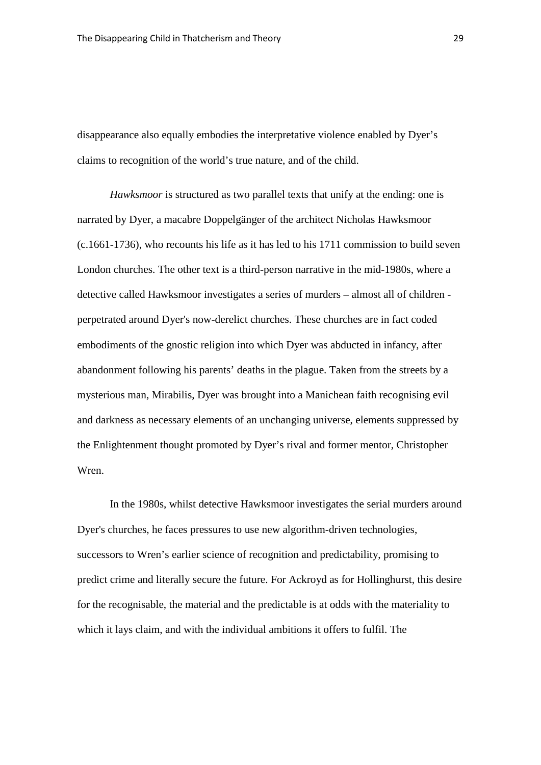disappearance also equally embodies the interpretative violence enabled by Dyer's claims to recognition of the world's true nature, and of the child.

*Hawksmoor* is structured as two parallel texts that unify at the ending: one is narrated by Dyer, a macabre Doppelgänger of the architect Nicholas Hawksmoor (c.1661-1736), who recounts his life as it has led to his 1711 commission to build seven London churches. The other text is a third-person narrative in the mid-1980s, where a detective called Hawksmoor investigates a series of murders – almost all of children - perpetrated around Dyer's now-derelict churches. These churches are in fact coded embodiments of the gnostic religion into which Dyer was abducted in infancy, after abandonment following his parents' deaths in the plague. Taken from the streets by a mysterious man, Mirabilis, Dyer was brought into a Manichean faith recognising evil and darkness as necessary elements of an unchanging universe, elements suppressed by the Enlightenment thought promoted by Dyer's rival and former mentor, Christopher Wren.

In the 1980s, whilst detective Hawksmoor investigates the serial murders around Dyer's churches, he faces pressures to use new algorithm-driven technologies, successors to Wren's earlier science of recognition and predictability, promising to predict crime and literally secure the future. For Ackroyd as for Hollinghurst, this desire for the recognisable, the material and the predictable is at odds with the materiality to which it lays claim, and with the individual ambitions it offers to fulfil. The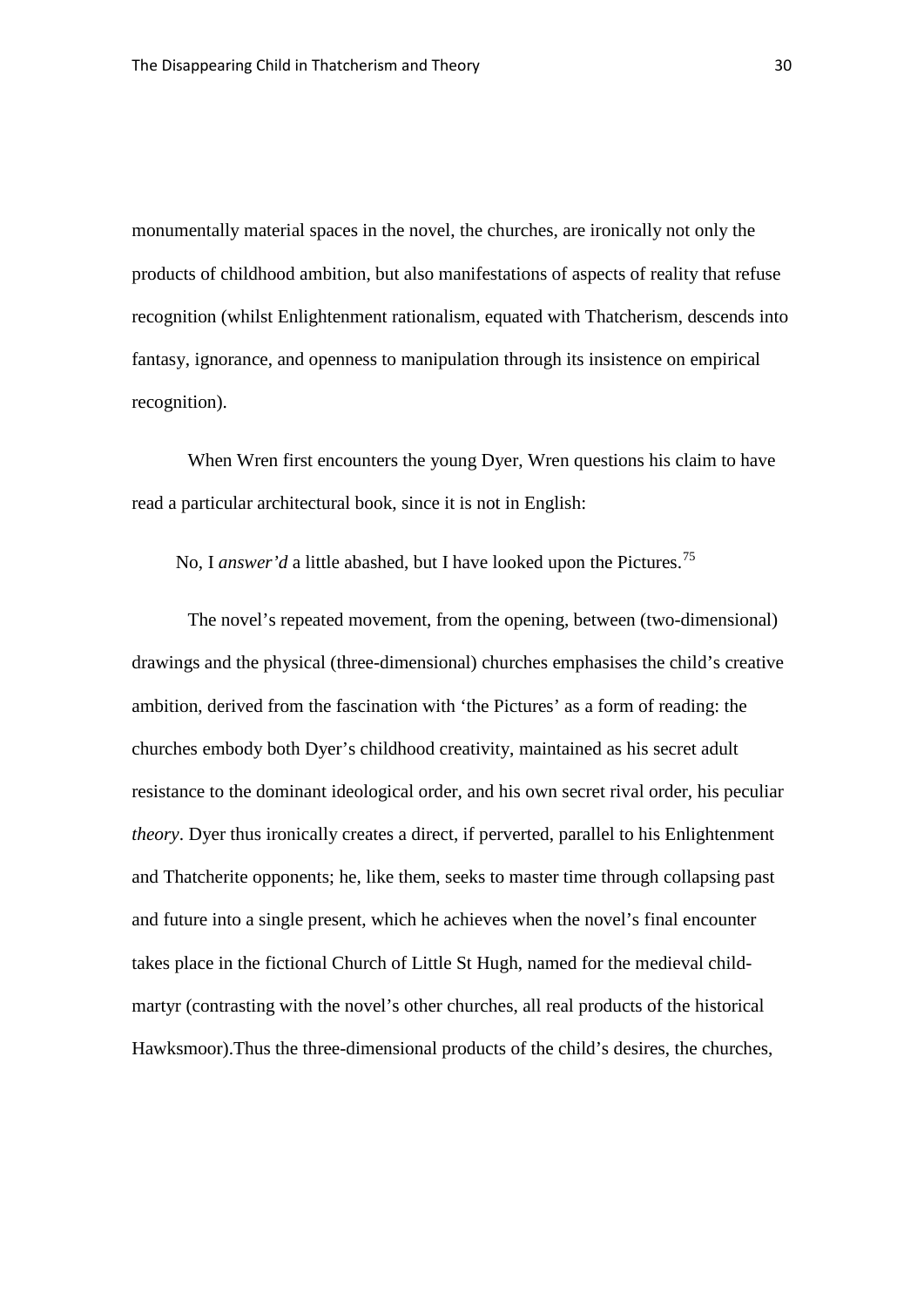monumentally material spaces in the novel, the churches, are ironically not only the products of childhood ambition, but also manifestations of aspects of reality that refuse recognition (whilst Enlightenment rationalism, equated with Thatcherism, descends into fantasy, ignorance, and openness to manipulation through its insistence on empirical recognition).

When Wren first encounters the young Dyer, Wren questions his claim to have read a particular architectural book, since it is not in English:

> No, I *answer'd* a little abashed, but I have looked upon the Pictures.[75]

The novel's repeated movement, from the opening, between (two-dimensional) drawings and the physical (three-dimensional) churches emphasises the child's creative ambition, derived from the fascination with 'the Pictures' as a form of reading: the churches embody both Dyer's childhood creativity, maintained as his secret adult resistance to the dominant ideological order, and his own secret rival order, his peculiar *theory*. Dyer thus ironically creates a direct, if perverted, parallel to his Enlightenment and Thatcherite opponents; he, like them, seeks to master time through collapsing past and future into a single present, which he achieves when the novel's final encounter takes place in the fictional Church of Little St Hugh, named for the medieval child-martyr (contrasting with the novel's other churches, all real products of the historical Hawksmoor).Thus the three-dimensional products of the child's desires, the churches,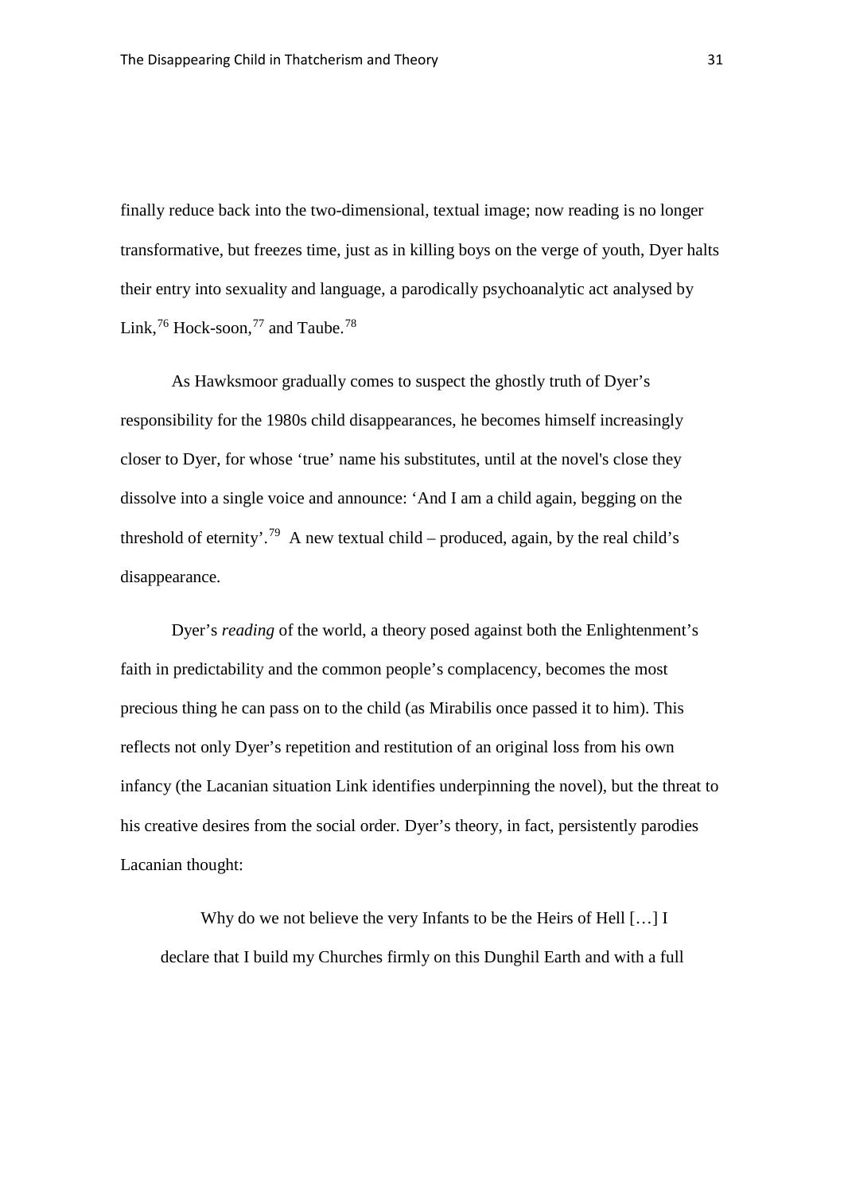finally reduce back into the two-dimensional, textual image; now reading is no longer transformative, but freezes time, just as in killing boys on the verge of youth, Dyer halts their entry into sexuality and language, a parodically psychoanalytic act analysed by Link,[76] Hock-soon,[77] and Taube.[78]

As Hawksmoor gradually comes to suspect the ghostly truth of Dyer's responsibility for the 1980s child disappearances, he becomes himself increasingly closer to Dyer, for whose 'true' name his substitutes, until at the novel's close they dissolve into a single voice and announce: 'And I am a child again, begging on the threshold of eternity'.[79] A new textual child – produced, again, by the real child's disappearance.

Dyer's *reading* of the world, a theory posed against both the Enlightenment's faith in predictability and the common people's complacency, becomes the most precious thing he can pass on to the child (as Mirabilis once passed it to him). This reflects not only Dyer's repetition and restitution of an original loss from his own infancy (the Lacanian situation Link identifies underpinning the novel), but the threat to his creative desires from the social order. Dyer's theory, in fact, persistently parodies Lacanian thought:

> Why do we not believe the very Infants to be the Heirs of Hell […] I declare that I build my Churches firmly on this Dunghil Earth and with a full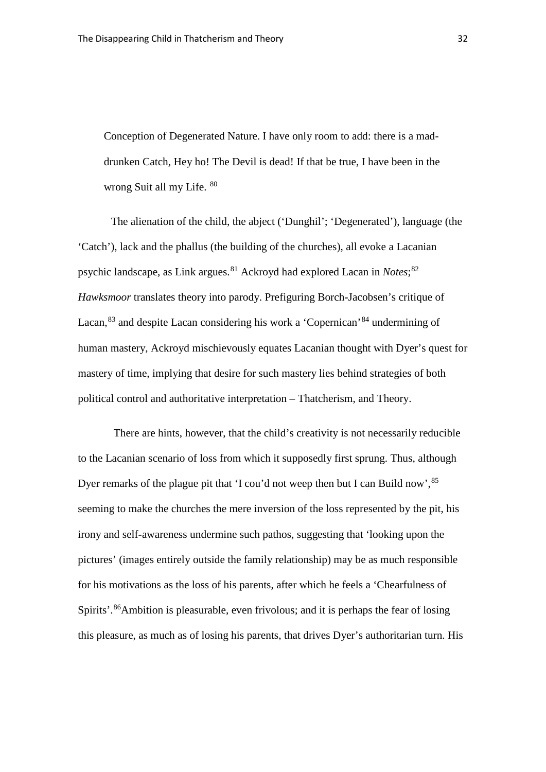> Conception of Degenerated Nature. I have only room to add: there is a mad-drunken Catch, Hey ho! The Devil is dead! If that be true, I have been in the wrong Suit all my Life. [80]

The alienation of the child, the abject ('Dunghil'; 'Degenerated'), language (the 'Catch'), lack and the phallus (the building of the churches), all evoke a Lacanian psychic landscape, as Link argues.[81] Ackroyd had explored Lacan in *Notes*;[82] *Hawksmoor* translates theory into parody. Prefiguring Borch-Jacobsen's critique of Lacan,[83] and despite Lacan considering his work a 'Copernican'[84] undermining of human mastery, Ackroyd mischievously equates Lacanian thought with Dyer's quest for mastery of time, implying that desire for such mastery lies behind strategies of both political control and authoritative interpretation – Thatcherism, and Theory.

There are hints, however, that the child's creativity is not necessarily reducible to the Lacanian scenario of loss from which it supposedly first sprung. Thus, although Dyer remarks of the plague pit that 'I cou'd not weep then but I can Build now',[85] seeming to make the churches the mere inversion of the loss represented by the pit, his irony and self-awareness undermine such pathos, suggesting that 'looking upon the pictures' (images entirely outside the family relationship) may be as much responsible for his motivations as the loss of his parents, after which he feels a 'Chearfulness of Spirits'.[86] Ambition is pleasurable, even frivolous; and it is perhaps the fear of losing this pleasure, as much as of losing his parents, that drives Dyer's authoritarian turn. His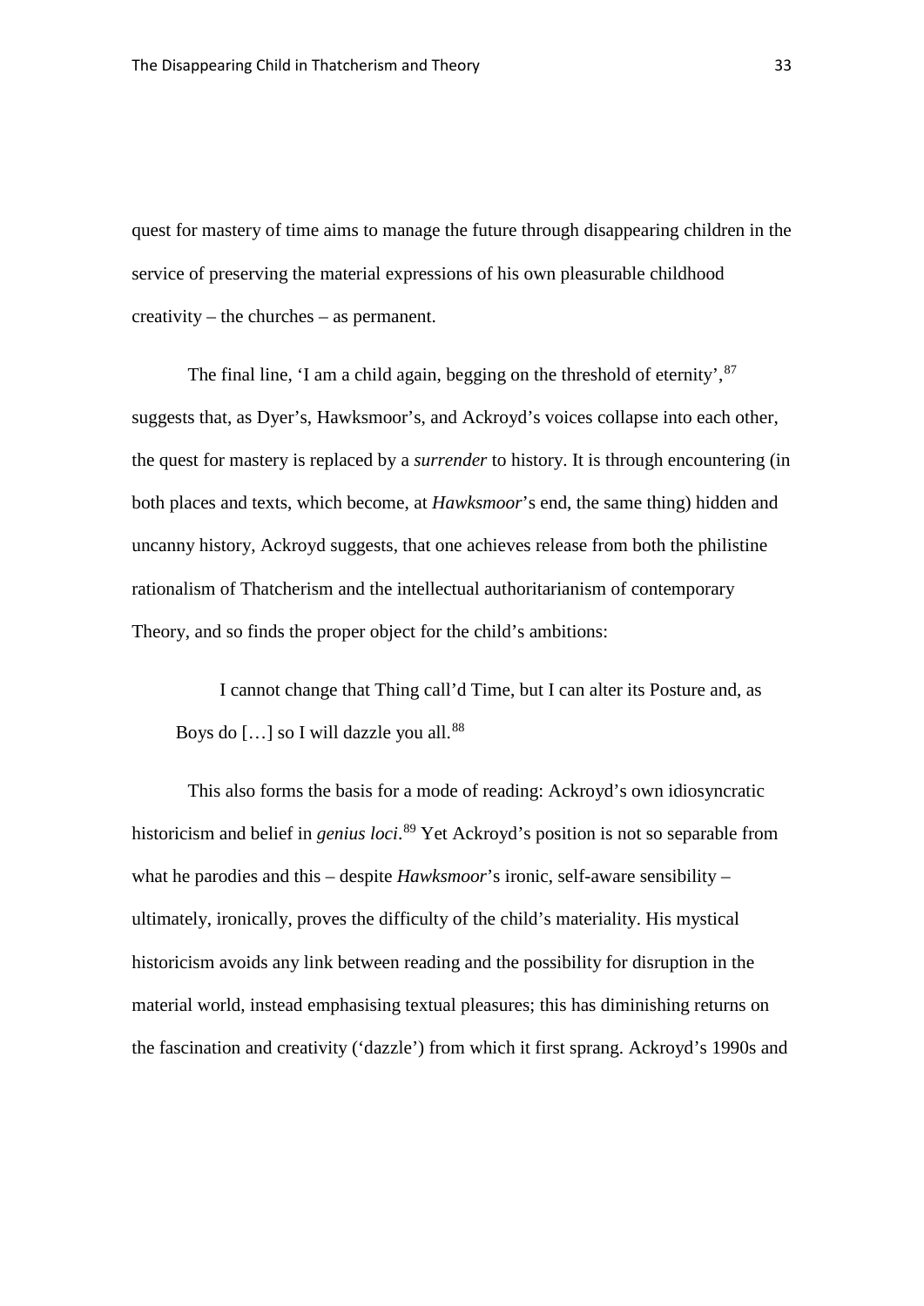quest for mastery of time aims to manage the future through disappearing children in the service of preserving the material expressions of his own pleasurable childhood creativity – the churches – as permanent.

The final line, 'I am a child again, begging on the threshold of eternity',[87] suggests that, as Dyer's, Hawksmoor's, and Ackroyd's voices collapse into each other, the quest for mastery is replaced by a *surrender* to history. It is through encountering (in both places and texts, which become, at *Hawksmoor*'s end, the same thing) hidden and uncanny history, Ackroyd suggests, that one achieves release from both the philistine rationalism of Thatcherism and the intellectual authoritarianism of contemporary Theory, and so finds the proper object for the child's ambitions:

> I cannot change that Thing call'd Time, but I can alter its Posture and, as Boys do […] so I will dazzle you all.[88]

This also forms the basis for a mode of reading: Ackroyd's own idiosyncratic historicism and belief in *genius loci*.[89] Yet Ackroyd's position is not so separable from what he parodies and this – despite *Hawksmoor*'s ironic, self-aware sensibility – ultimately, ironically, proves the difficulty of the child's materiality. His mystical historicism avoids any link between reading and the possibility for disruption in the material world, instead emphasising textual pleasures; this has diminishing returns on the fascination and creativity ('dazzle') from which it first sprang. Ackroyd's 1990s and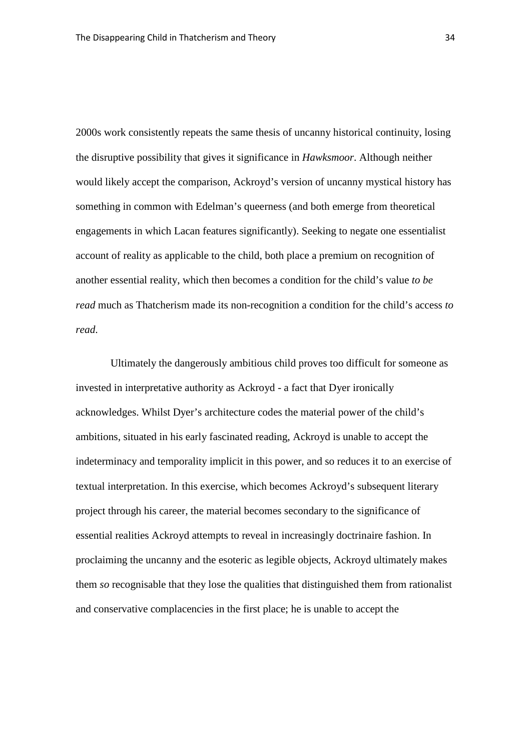2000s work consistently repeats the same thesis of uncanny historical continuity, losing the disruptive possibility that gives it significance in *Hawksmoor*. Although neither would likely accept the comparison, Ackroyd's version of uncanny mystical history has something in common with Edelman's queerness (and both emerge from theoretical engagements in which Lacan features significantly). Seeking to negate one essentialist account of reality as applicable to the child, both place a premium on recognition of another essential reality, which then becomes a condition for the child's value *to be read* much as Thatcherism made its non-recognition a condition for the child's access *to read*.

Ultimately the dangerously ambitious child proves too difficult for someone as invested in interpretative authority as Ackroyd - a fact that Dyer ironically acknowledges. Whilst Dyer's architecture codes the material power of the child's ambitions, situated in his early fascinated reading, Ackroyd is unable to accept the indeterminacy and temporality implicit in this power, and so reduces it to an exercise of textual interpretation. In this exercise, which becomes Ackroyd's subsequent literary project through his career, the material becomes secondary to the significance of essential realities Ackroyd attempts to reveal in increasingly doctrinaire fashion. In proclaiming the uncanny and the esoteric as legible objects, Ackroyd ultimately makes them *so* recognisable that they lose the qualities that distinguished them from rationalist and conservative complacencies in the first place; he is unable to accept the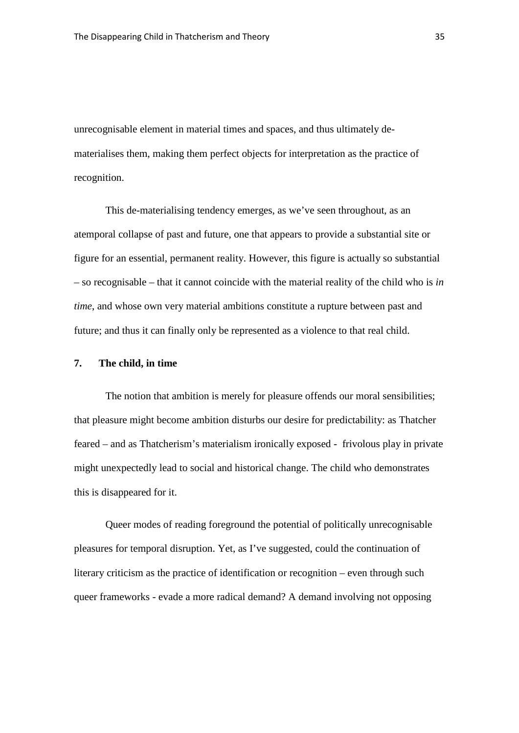unrecognisable element in material times and spaces, and thus ultimately de-materialises them, making them perfect objects for interpretation as the practice of recognition.

This de-materialising tendency emerges, as we've seen throughout, as an atemporal collapse of past and future, one that appears to provide a substantial site or figure for an essential, permanent reality. However, this figure is actually so substantial – so recognisable – that it cannot coincide with the material reality of the child who is *in time*, and whose own very material ambitions constitute a rupture between past and future; and thus it can finally only be represented as a violence to that real child.

## 7. The child, in time

The notion that ambition is merely for pleasure offends our moral sensibilities; that pleasure might become ambition disturbs our desire for predictability: as Thatcher feared – and as Thatcherism's materialism ironically exposed - frivolous play in private might unexpectedly lead to social and historical change. The child who demonstrates this is disappeared for it.

Queer modes of reading foreground the potential of politically unrecognisable pleasures for temporal disruption. Yet, as I've suggested, could the continuation of literary criticism as the practice of identification or recognition – even through such queer frameworks - evade a more radical demand? A demand involving not opposing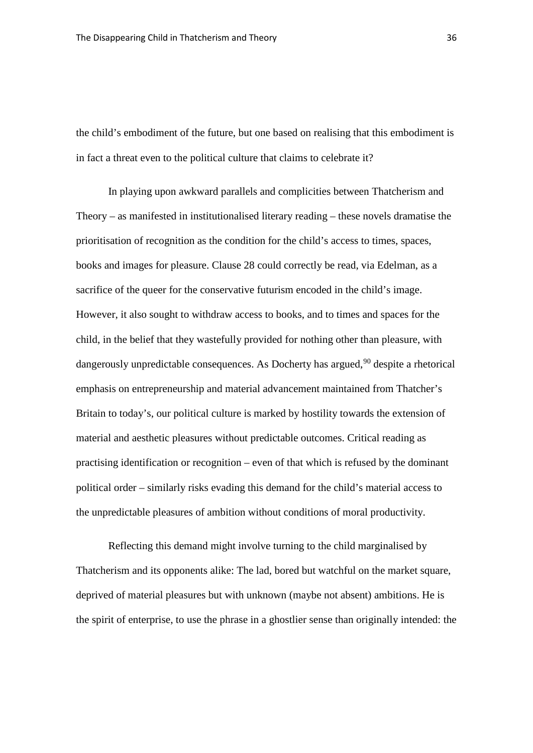the child's embodiment of the future, but one based on realising that this embodiment is in fact a threat even to the political culture that claims to celebrate it?

In playing upon awkward parallels and complicities between Thatcherism and Theory – as manifested in institutionalised literary reading – these novels dramatise the prioritisation of recognition as the condition for the child's access to times, spaces, books and images for pleasure. Clause 28 could correctly be read, via Edelman, as a sacrifice of the queer for the conservative futurism encoded in the child's image. However, it also sought to withdraw access to books, and to times and spaces for the child, in the belief that they wastefully provided for nothing other than pleasure, with dangerously unpredictable consequences. As Docherty has argued,[90] despite a rhetorical emphasis on entrepreneurship and material advancement maintained from Thatcher's Britain to today's, our political culture is marked by hostility towards the extension of material and aesthetic pleasures without predictable outcomes. Critical reading as practising identification or recognition – even of that which is refused by the dominant political order – similarly risks evading this demand for the child's material access to the unpredictable pleasures of ambition without conditions of moral productivity.

Reflecting this demand might involve turning to the child marginalised by Thatcherism and its opponents alike: The lad, bored but watchful on the market square, deprived of material pleasures but with unknown (maybe not absent) ambitions. He is the spirit of enterprise, to use the phrase in a ghostlier sense than originally intended: the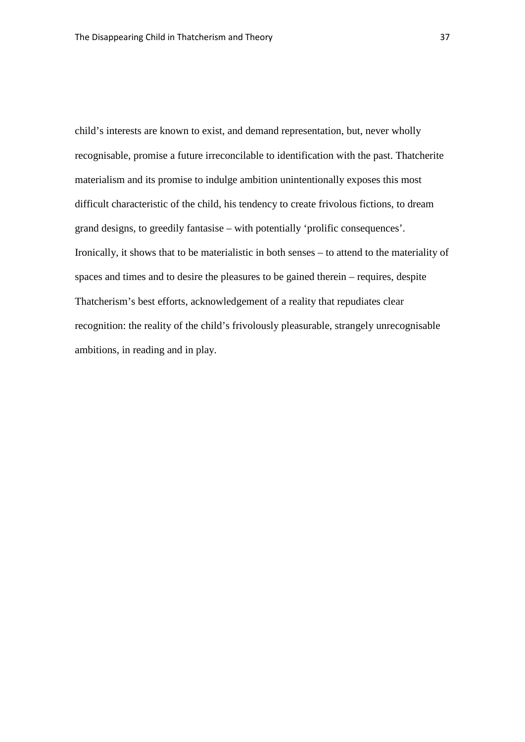child's interests are known to exist, and demand representation, but, never wholly recognisable, promise a future irreconcilable to identification with the past. Thatcherite materialism and its promise to indulge ambition unintentionally exposes this most difficult characteristic of the child, his tendency to create frivolous fictions, to dream grand designs, to greedily fantasise – with potentially 'prolific consequences'. Ironically, it shows that to be materialistic in both senses – to attend to the materiality of spaces and times and to desire the pleasures to be gained therein – requires, despite Thatcherism's best efforts, acknowledgement of a reality that repudiates clear recognition: the reality of the child's frivolously pleasurable, strangely unrecognisable ambitions, in reading and in play.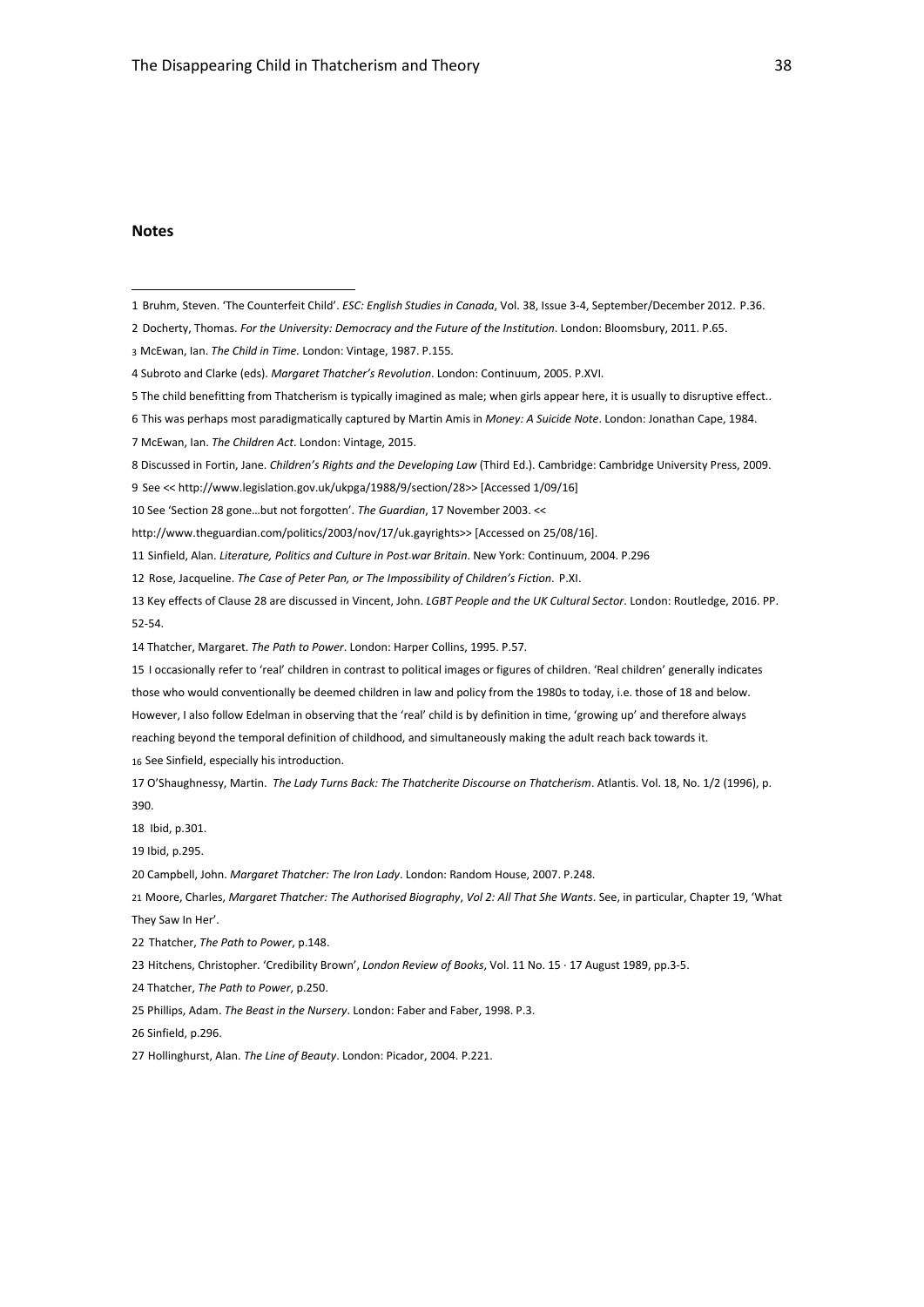## Notes

1 Bruhm, Steven. 'The Counterfeit Child'. *ESC: English Studies in Canada*, Vol. 38, Issue 3-4, September/December 2012. P.36.

2 Docherty, Thomas. *For the University: Democracy and the Future of the Institution*. London: Bloomsbury, 2011. P.65.

3 McEwan, Ian. *The Child in Time.* London: Vintage, 1987. P.155.

4 Subroto and Clarke (eds). *Margaret Thatcher's Revolution*. London: Continuum, 2005. P.XVI.

5 The child benefitting from Thatcherism is typically imagined as male; when girls appear here, it is usually to disruptive effect..

6 This was perhaps most paradigmatically captured by Martin Amis in *Money: A Suicide Note*. London: Jonathan Cape, 1984.

7 McEwan, Ian. *The Children Act*. London: Vintage, 2015.

8 Discussed in Fortin, Jane. *Children's Rights and the Developing Law* (Third Ed.). Cambridge: Cambridge University Press, 2009.

9 See << http://www.legislation.gov.uk/ukpga/1988/9/section/28>> [Accessed 1/09/16]

10 See 'Section 28 gone…but not forgotten'. *The Guardian*, 17 November 2003. << http://www.theguardian.com/politics/2003/nov/17/uk.gayrights>> [Accessed on 25/08/16].

11 Sinfield, Alan. *Literature, Politics and Culture in Post-war Britain*. New York: Continuum, 2004. P.296

12 Rose, Jacqueline. *The Case of Peter Pan, or The Impossibility of Children's Fiction*. P.XI.

13 Key effects of Clause 28 are discussed in Vincent, John. *LGBT People and the UK Cultural Sector*. London: Routledge, 2016. PP. 52-54.

14 Thatcher, Margaret. *The Path to Power*. London: Harper Collins, 1995. P.57.

15 I occasionally refer to 'real' children in contrast to political images or figures of children. 'Real children' generally indicates those who would conventionally be deemed children in law and policy from the 1980s to today, i.e. those of 18 and below. However, I also follow Edelman in observing that the 'real' child is by definition in time, 'growing up' and therefore always reaching beyond the temporal definition of childhood, and simultaneously making the adult reach back towards it.

16 See Sinfield, especially his introduction.

17 O'Shaughnessy, Martin. *The Lady Turns Back: The Thatcherite Discourse on Thatcherism*. Atlantis. Vol. 18, No. 1/2 (1996), p. 390.

18 Ibid, p.301.

19 Ibid, p.295.

20 Campbell, John. *Margaret Thatcher: The Iron Lady*. London: Random House, 2007. P.248.

21 Moore, Charles, *Margaret Thatcher: The Authorised Biography*, *Vol 2: All That She Wants*. See, in particular, Chapter 19, 'What They Saw In Her'.

22 Thatcher, *The Path to Power*, p.148.

23 Hitchens, Christopher. 'Credibility Brown', *London Review of Books*, Vol. 11 No. 15 · 17 August 1989, pp.3-5.

24 Thatcher, *The Path to Power*, p.250.

25 Phillips, Adam. *The Beast in the Nursery*. London: Faber and Faber, 1998. P.3.

26 Sinfield, p.296.

27 Hollinghurst, Alan. *The Line of Beauty*. London: Picador, 2004. P.221.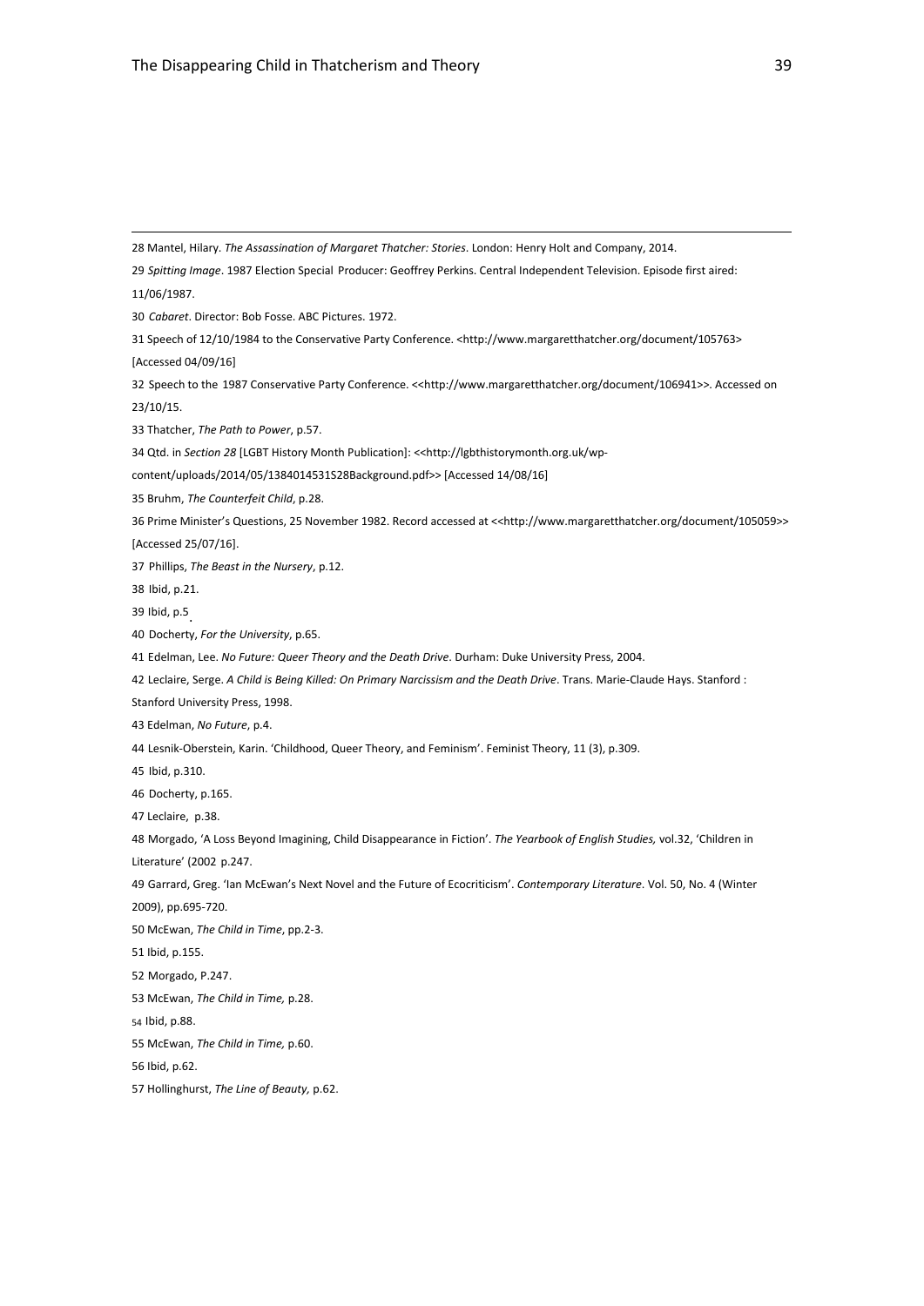28 Mantel, Hilary. *The Assassination of Margaret Thatcher: Stories*. London: Henry Holt and Company, 2014.

29 *Spitting Image*. 1987 Election Special Producer: Geoffrey Perkins. Central Independent Television. Episode first aired: 11/06/1987.

30 *Cabaret*. Director: Bob Fosse. ABC Pictures. 1972.

31 Speech of 12/10/1984 to the Conservative Party Conference. <http://www.margaretthatcher.org/document/105763> [Accessed 04/09/16]

32 Speech to the 1987 Conservative Party Conference. <<http://www.margaretthatcher.org/document/106941>>. Accessed on 23/10/15.

33 Thatcher, *The Path to Power*, p.57.

34 Qtd. in *Section 28* [LGBT History Month Publication]: <<http://lgbthistorymonth.org.uk/wp-content/uploads/2014/05/1384014531S28Background.pdf>> [Accessed 14/08/16]

35 Bruhm, *The Counterfeit Child*, p.28.

36 Prime Minister's Questions, 25 November 1982. Record accessed at <<http://www.margaretthatcher.org/document/105059>> [Accessed 25/07/16].

37 Phillips, *The Beast in the Nursery*, p.12.

38 Ibid, p.21.

39 Ibid, p.5.

40 Docherty, *For the University*, p.65.

41 Edelman, Lee. *No Future: Queer Theory and the Death Drive*. Durham: Duke University Press, 2004.

42 Leclaire, Serge. *A Child is Being Killed: On Primary Narcissism and the Death Drive*. Trans. Marie-Claude Hays. Stanford : Stanford University Press, 1998.

43 Edelman, *No Future*, p.4.

44 Lesnik-Oberstein, Karin. 'Childhood, Queer Theory, and Feminism'. Feminist Theory, 11 (3), p.309.

45 Ibid, p.310.

46 Docherty, p.165.

47 Leclaire, p.38.

48 Morgado, 'A Loss Beyond Imagining, Child Disappearance in Fiction'. *The Yearbook of English Studies,* vol.32, 'Children in Literature' (2002 p.247.

49 Garrard, Greg. 'Ian McEwan's Next Novel and the Future of Ecocriticism'. *Contemporary Literature*. Vol. 50, No. 4 (Winter 2009), pp.695-720.

50 McEwan, *The Child in Time*, pp.2-3.

51 Ibid, p.155.

52 Morgado, P.247.

53 McEwan, *The Child in Time,* p.28.

54 Ibid, p.88.

55 McEwan, *The Child in Time,* p.60.

56 Ibid, p.62.

57 Hollinghurst, *The Line of Beauty,* p.62.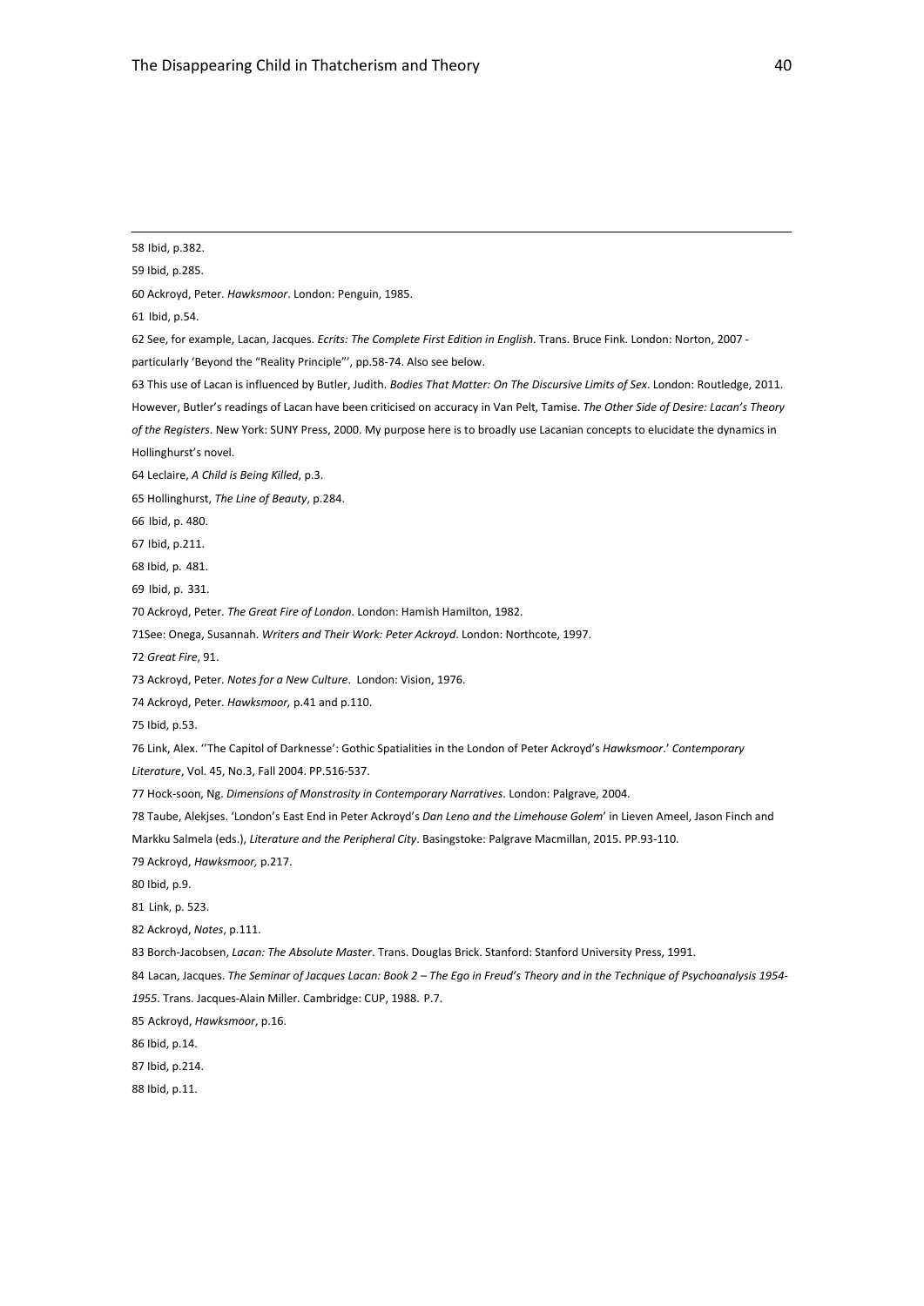58 Ibid, p.382.

59 Ibid, p.285.

60 Ackroyd, Peter. *Hawksmoor*. London: Penguin, 1985.

61 Ibid, p.54.

62 See, for example, Lacan, Jacques. *Ecrits: The Complete First Edition in English*. Trans. Bruce Fink. London: Norton, 2007 - particularly 'Beyond the "Reality Principle"', pp.58-74. Also see below.

63 This use of Lacan is influenced by Butler, Judith. *Bodies That Matter: On The Discursive Limits of Sex*. London: Routledge, 2011. However, Butler's readings of Lacan have been criticised on accuracy in Van Pelt, Tamise. *The Other Side of Desire: Lacan's Theory of the Registers*. New York: SUNY Press, 2000. My purpose here is to broadly use Lacanian concepts to elucidate the dynamics in Hollinghurst's novel.

64 Leclaire, *A Child is Being Killed*, p.3.

65 Hollinghurst, *The Line of Beauty*, p.284.

66 Ibid, p. 480.

67 Ibid, p.211.

68 Ibid, p. 481.

69 Ibid, p. 331.

70 Ackroyd, Peter. *The Great Fire of London*. London: Hamish Hamilton, 1982.

71See: Onega, Susannah. *Writers and Their Work: Peter Ackroyd*. London: Northcote, 1997.

72 *Great Fire*, 91.

73 Ackroyd, Peter. *Notes for a New Culture*. London: Vision, 1976.

74 Ackroyd, Peter. *Hawksmoor,* p.41 and p.110.

75 Ibid, p.53.

76 Link, Alex. ''The Capitol of Darknesse': Gothic Spatialities in the London of Peter Ackroyd's *Hawksmoor*.' *Contemporary Literature*, Vol. 45, No.3, Fall 2004. PP.516-537.

77 Hock-soon, Ng. *Dimensions of Monstrosity in Contemporary Narratives*. London: Palgrave, 2004.

78 Taube, Aleksjes. 'London's East End in Peter Ackroyd's *Dan Leno and the Limehouse Golem*' in Lieven Ameel, Jason Finch and Markku Salmela (eds.), *Literature and the Peripheral City*. Basingstoke: Palgrave Macmillan, 2015. PP.93-110.

79 Ackroyd, *Hawksmoor,* p.217.

80 Ibid, p.9.

81 Link, p. 523.

82 Ackroyd, *Notes*, p.111.

83 Borch-Jacobsen, *Lacan: The Absolute Master*. Trans. Douglas Brick. Stanford: Stanford University Press, 1991.

84 Lacan, Jacques. *The Seminar of Jacques Lacan: Book 2 – The Ego in Freud's Theory and in the Technique of Psychoanalysis 1954-1955*. Trans. Jacques-Alain Miller. Cambridge: CUP, 1988. P.7.

85 Ackroyd, *Hawksmoor*, p.16.

86 Ibid, p.14.

87 Ibid, p.214.

88 Ibid, p.11.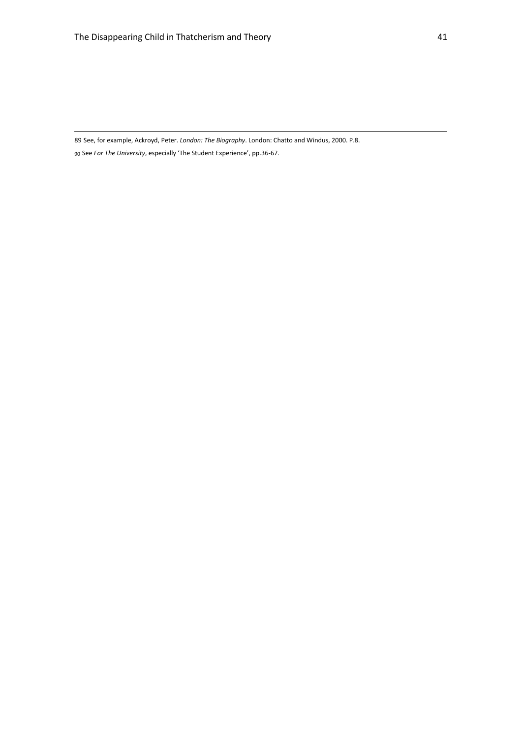89 See, for example, Ackroyd, Peter. *London: The Biography*. London: Chatto and Windus, 2000. P.8.

90 See *For The University*, especially 'The Student Experience', pp.36-67.